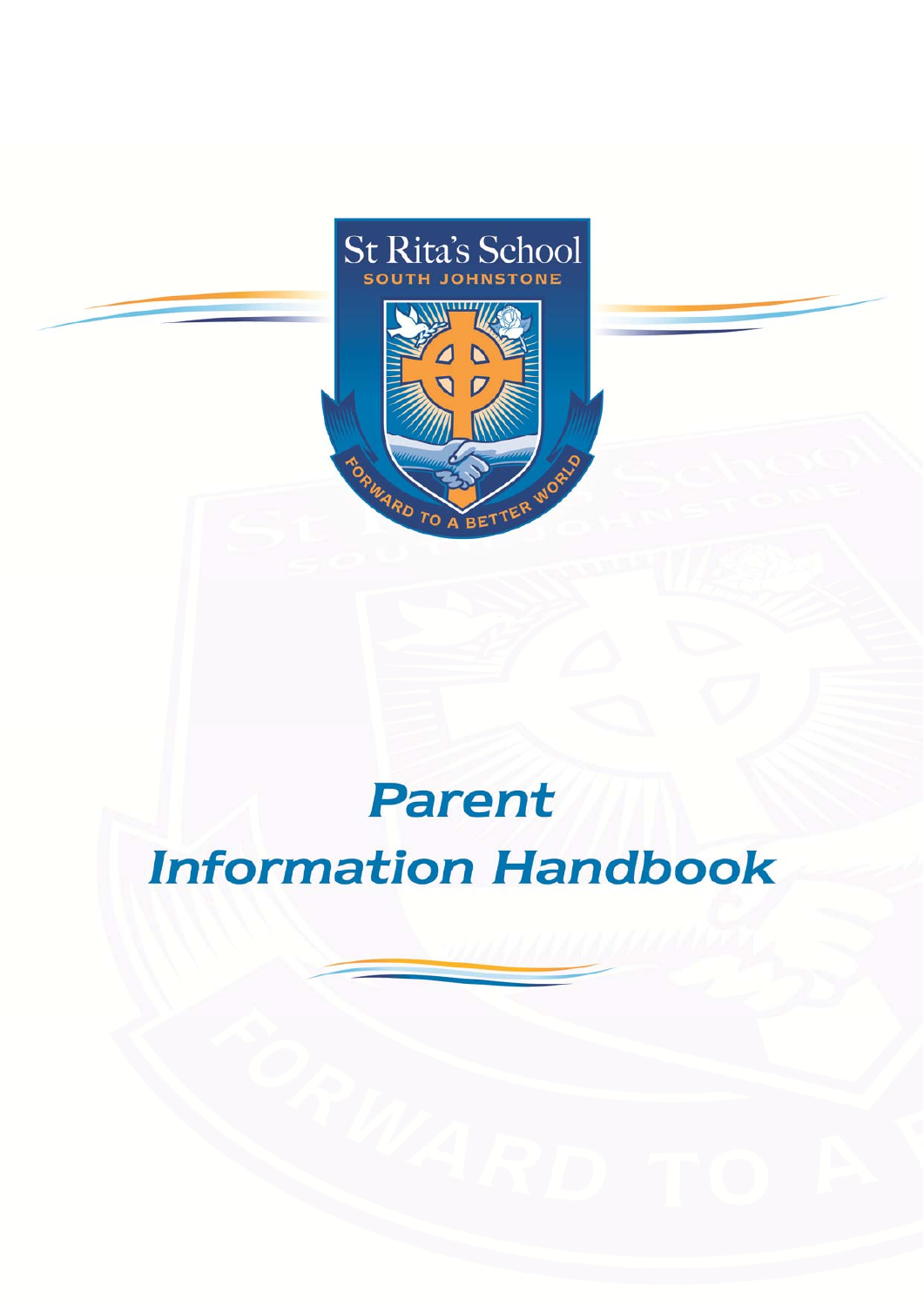St Rita's School

SOUTH JOHNSTONE

FORWARD TO A BETTER WORLD

# Parent Information Handbook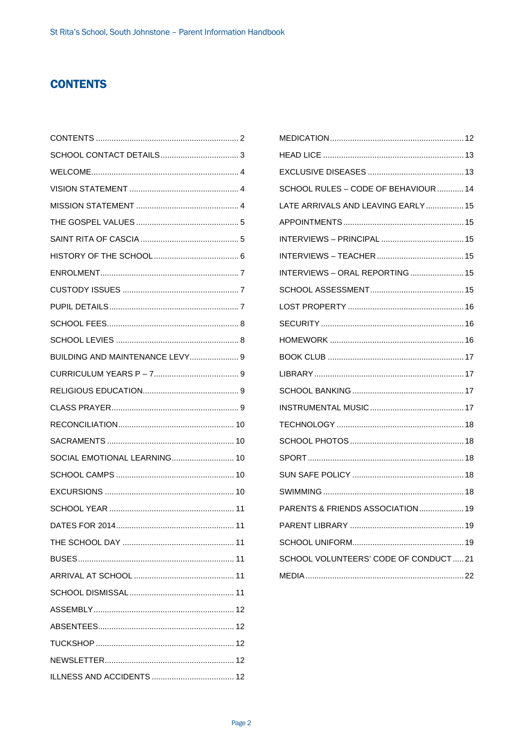# CONTENTS

CONTENTS ................................................................ 2
SCHOOL CONTACT DETAILS ................................... 3
WELCOME .................................................................. 4
VISION STATEMENT ................................................. 4
MISSION STATEMENT .............................................. 4
THE GOSPEL VALUES .............................................. 5
SAINT RITA OF CASCIA ............................................ 5
HISTORY OF THE SCHOOL ...................................... 6
ENROLMENT .............................................................. 7
CUSTODY ISSUES .................................................... 7
PUPIL DETAILS .......................................................... 7
SCHOOL FEES ........................................................... 8
SCHOOL LEVIES ....................................................... 8
BUILDING AND MAINTENANCE LEVY ...................... 9
CURRICULUM YEARS P – 7 ...................................... 9
RELIGIOUS EDUCATION ........................................... 9
CLASS PRAYER ......................................................... 9
RECONCILIATION .................................................... 10
SACRAMENTS ......................................................... 10
SOCIAL EMOTIONAL LEARNING ............................ 10
SCHOOL CAMPS ..................................................... 10
EXCURSIONS .......................................................... 10
SCHOOL YEAR ........................................................ 11
DATES FOR 2014 ..................................................... 11
THE SCHOOL DAY .................................................. 11
BUSES ..................................................................... 11
ARRIVAL AT SCHOOL ............................................. 11
SCHOOL DISMISSAL ............................................... 11
ASSEMBLY ............................................................... 12
ABSENTEES ............................................................. 12
TUCKSHOP .............................................................. 12
NEWSLETTER .......................................................... 12
ILLNESS AND ACCIDENTS ..................................... 12
MEDICATION ............................................................ 12
HEAD LICE ............................................................... 13
EXCLUSIVE DISEASES ........................................... 13
SCHOOL RULES – CODE OF BEHAVIOUR ............ 14
LATE ARRIVALS AND LEAVING EARLY ................. 15
APPOINTMENTS ...................................................... 15
INTERVIEWS – PRINCIPAL ..................................... 15
INTERVIEWS – TEACHER ....................................... 15
INTERVIEWS – ORAL REPORTING ........................ 15
SCHOOL ASSESSMENT .......................................... 15
LOST PROPERTY .................................................... 16
SECURITY ................................................................ 16
HOMEWORK ............................................................ 16
BOOK CLUB ............................................................. 17
LIBRARY ................................................................... 17
SCHOOL BANKING .................................................. 17
INSTRUMENTAL MUSIC .......................................... 17
TECHNOLOGY ......................................................... 18
SCHOOL PHOTOS ................................................... 18
SPORT ...................................................................... 18
SUN SAFE POLICY .................................................. 18
SWIMMING ............................................................... 18
PARENTS & FRIENDS ASSOCIATION .................... 19
PARENT LIBRARY ................................................... 19
SCHOOL UNIFORM .................................................. 19
SCHOOL VOLUNTEERS' CODE OF CONDUCT ..... 21
MEDIA ....................................................................... 22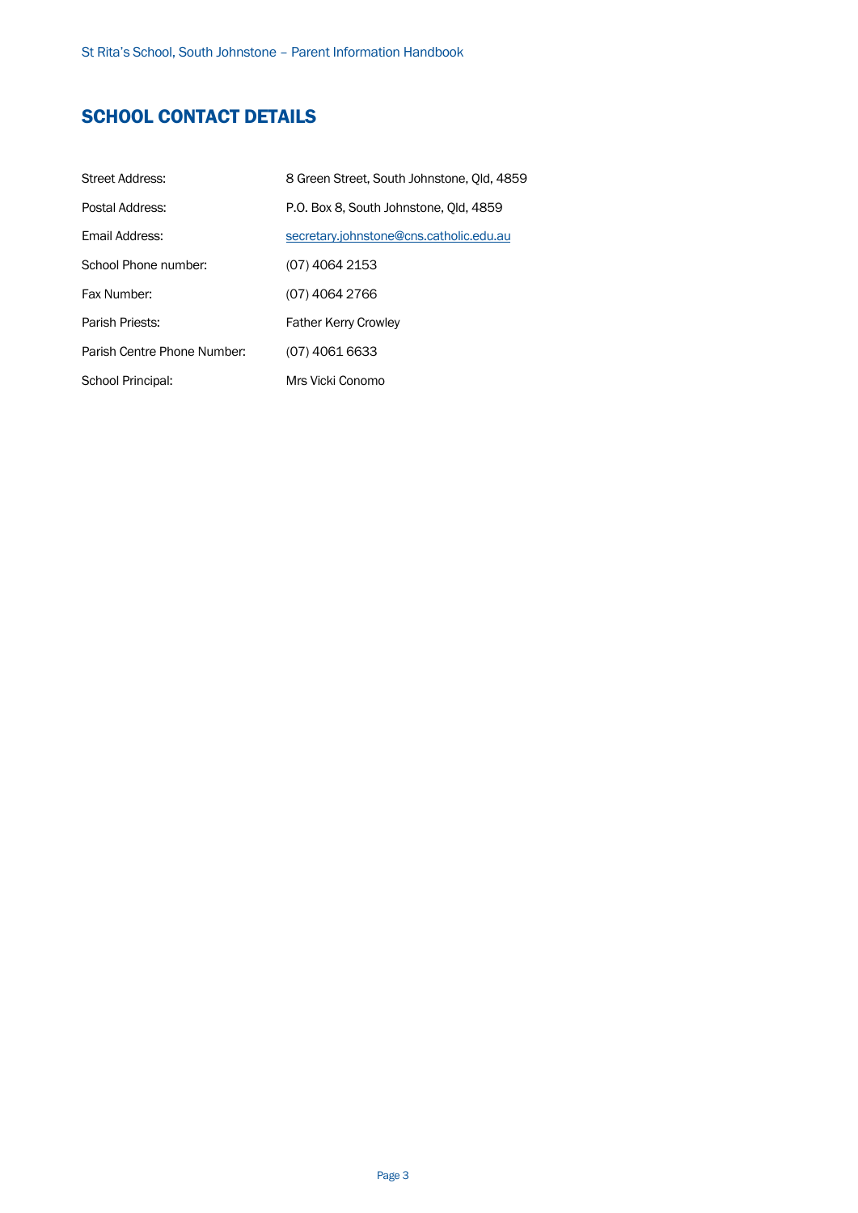## SCHOOL CONTACT DETAILS

| | |
|---|---|
| Street Address: | 8 Green Street, South Johnstone, Qld, 4859 |
| Postal Address: | P.O. Box 8, South Johnstone, Qld, 4859 |
| Email Address: | secretary.johnstone@cns.catholic.edu.au |
| School Phone number: | (07) 4064 2153 |
| Fax Number: | (07) 4064 2766 |
| Parish Priests: | Father Kerry Crowley |
| Parish Centre Phone Number: | (07) 4061 6633 |
| School Principal: | Mrs Vicki Conomo |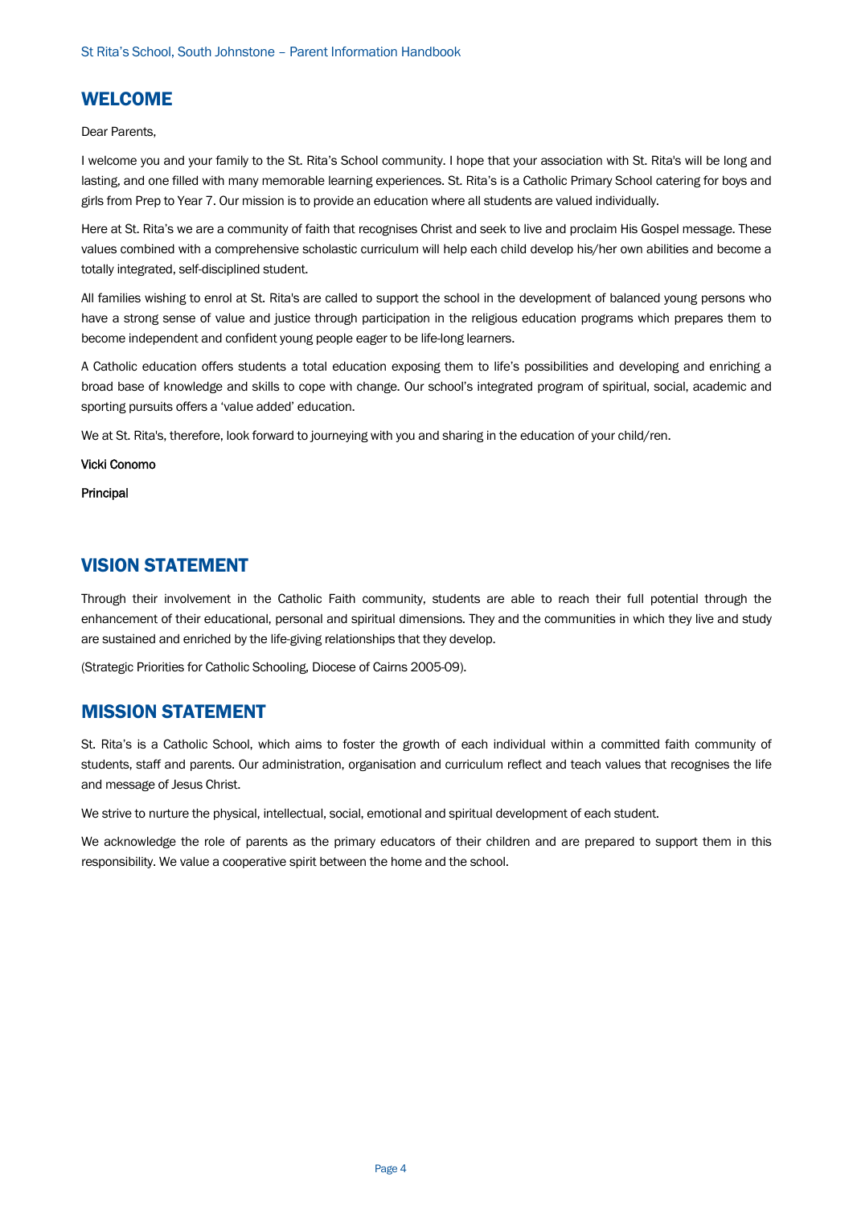## WELCOME

Dear Parents,

I welcome you and your family to the St. Rita's School community. I hope that your association with St. Rita's will be long and lasting, and one filled with many memorable learning experiences. St. Rita's is a Catholic Primary School catering for boys and girls from Prep to Year 7. Our mission is to provide an education where all students are valued individually.

Here at St. Rita's we are a community of faith that recognises Christ and seek to live and proclaim His Gospel message. These values combined with a comprehensive scholastic curriculum will help each child develop his/her own abilities and become a totally integrated, self-disciplined student.

All families wishing to enrol at St. Rita's are called to support the school in the development of balanced young persons who have a strong sense of value and justice through participation in the religious education programs which prepares them to become independent and confident young people eager to be life-long learners.

A Catholic education offers students a total education exposing them to life's possibilities and developing and enriching a broad base of knowledge and skills to cope with change. Our school's integrated program of spiritual, social, academic and sporting pursuits offers a 'value added' education.

We at St. Rita's, therefore, look forward to journeying with you and sharing in the education of your child/ren.

Vicki Conomo

Principal

## VISION STATEMENT

Through their involvement in the Catholic Faith community, students are able to reach their full potential through the enhancement of their educational, personal and spiritual dimensions. They and the communities in which they live and study are sustained and enriched by the life-giving relationships that they develop.

(Strategic Priorities for Catholic Schooling, Diocese of Cairns 2005-09).

## MISSION STATEMENT

St. Rita's is a Catholic School, which aims to foster the growth of each individual within a committed faith community of students, staff and parents. Our administration, organisation and curriculum reflect and teach values that recognises the life and message of Jesus Christ.

We strive to nurture the physical, intellectual, social, emotional and spiritual development of each student.

We acknowledge the role of parents as the primary educators of their children and are prepared to support them in this responsibility. We value a cooperative spirit between the home and the school.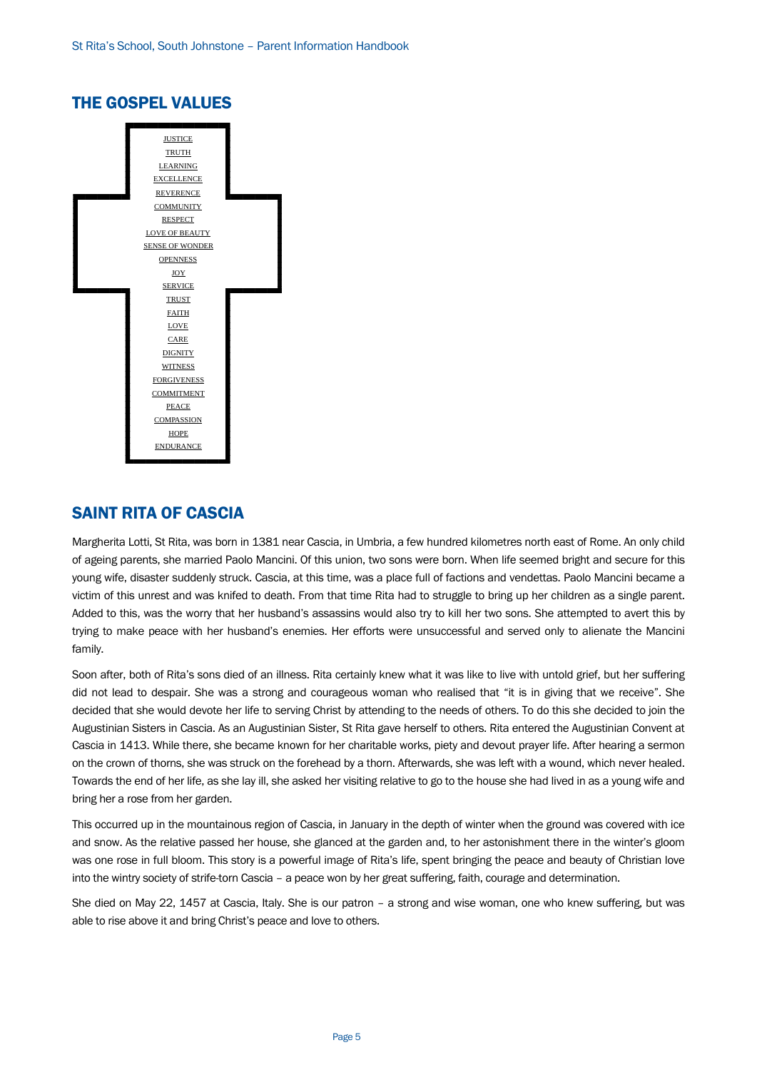## THE GOSPEL VALUES

JUSTICE
TRUTH
LEARNING
EXCELLENCE
REVERENCE
COMMUNITY
RESPECT
LOVE OF BEAUTY
SENSE OF WONDER
OPENNESS
JOY
SERVICE
TRUST
FAITH
LOVE
CARE
DIGNITY
WITNESS
FORGIVENESS
COMMITMENT
PEACE
COMPASSION
HOPE
ENDURANCE

## SAINT RITA OF CASCIA

Margherita Lotti, St Rita, was born in 1381 near Cascia, in Umbria, a few hundred kilometres north east of Rome. An only child of ageing parents, she married Paolo Mancini. Of this union, two sons were born. When life seemed bright and secure for this young wife, disaster suddenly struck. Cascia, at this time, was a place full of factions and vendettas. Paolo Mancini became a victim of this unrest and was knifed to death. From that time Rita had to struggle to bring up her children as a single parent. Added to this, was the worry that her husband's assassins would also try to kill her two sons. She attempted to avert this by trying to make peace with her husband's enemies. Her efforts were unsuccessful and served only to alienate the Mancini family.

Soon after, both of Rita's sons died of an illness. Rita certainly knew what it was like to live with untold grief, but her suffering did not lead to despair. She was a strong and courageous woman who realised that "it is in giving that we receive". She decided that she would devote her life to serving Christ by attending to the needs of others. To do this she decided to join the Augustinian Sisters in Cascia. As an Augustinian Sister, St Rita gave herself to others. Rita entered the Augustinian Convent at Cascia in 1413. While there, she became known for her charitable works, piety and devout prayer life. After hearing a sermon on the crown of thorns, she was struck on the forehead by a thorn. Afterwards, she was left with a wound, which never healed. Towards the end of her life, as she lay ill, she asked her visiting relative to go to the house she had lived in as a young wife and bring her a rose from her garden.

This occurred up in the mountainous region of Cascia, in January in the depth of winter when the ground was covered with ice and snow. As the relative passed her house, she glanced at the garden and, to her astonishment there in the winter's gloom was one rose in full bloom. This story is a powerful image of Rita's life, spent bringing the peace and beauty of Christian love into the wintry society of strife-torn Cascia – a peace won by her great suffering, faith, courage and determination.

She died on May 22, 1457 at Cascia, Italy. She is our patron – a strong and wise woman, one who knew suffering, but was able to rise above it and bring Christ's peace and love to others.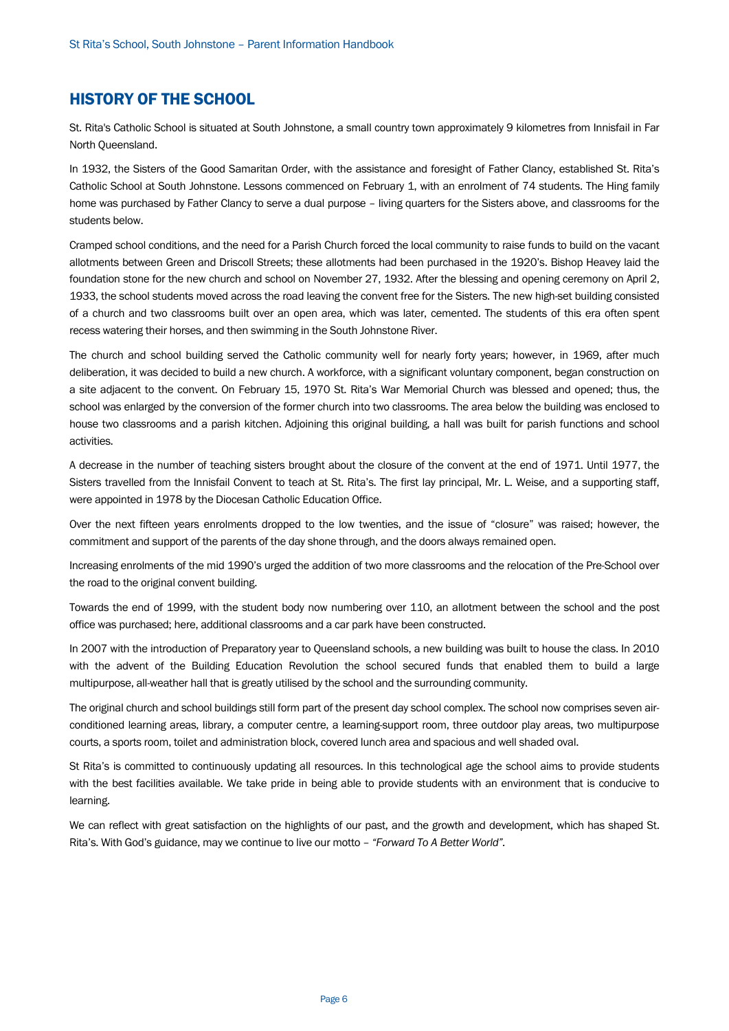## HISTORY OF THE SCHOOL

St. Rita's Catholic School is situated at South Johnstone, a small country town approximately 9 kilometres from Innisfail in Far North Queensland.

In 1932, the Sisters of the Good Samaritan Order, with the assistance and foresight of Father Clancy, established St. Rita's Catholic School at South Johnstone. Lessons commenced on February 1, with an enrolment of 74 students. The Hing family home was purchased by Father Clancy to serve a dual purpose – living quarters for the Sisters above, and classrooms for the students below.

Cramped school conditions, and the need for a Parish Church forced the local community to raise funds to build on the vacant allotments between Green and Driscoll Streets; these allotments had been purchased in the 1920's. Bishop Heavey laid the foundation stone for the new church and school on November 27, 1932. After the blessing and opening ceremony on April 2, 1933, the school students moved across the road leaving the convent free for the Sisters. The new high-set building consisted of a church and two classrooms built over an open area, which was later, cemented. The students of this era often spent recess watering their horses, and then swimming in the South Johnstone River.

The church and school building served the Catholic community well for nearly forty years; however, in 1969, after much deliberation, it was decided to build a new church. A workforce, with a significant voluntary component, began construction on a site adjacent to the convent. On February 15, 1970 St. Rita's War Memorial Church was blessed and opened; thus, the school was enlarged by the conversion of the former church into two classrooms. The area below the building was enclosed to house two classrooms and a parish kitchen. Adjoining this original building, a hall was built for parish functions and school activities.

A decrease in the number of teaching sisters brought about the closure of the convent at the end of 1971. Until 1977, the Sisters travelled from the Innisfail Convent to teach at St. Rita's. The first lay principal, Mr. L. Weise, and a supporting staff, were appointed in 1978 by the Diocesan Catholic Education Office.

Over the next fifteen years enrolments dropped to the low twenties, and the issue of "closure" was raised; however, the commitment and support of the parents of the day shone through, and the doors always remained open.

Increasing enrolments of the mid 1990's urged the addition of two more classrooms and the relocation of the Pre-School over the road to the original convent building.

Towards the end of 1999, with the student body now numbering over 110, an allotment between the school and the post office was purchased; here, additional classrooms and a car park have been constructed.

In 2007 with the introduction of Preparatory year to Queensland schools, a new building was built to house the class. In 2010 with the advent of the Building Education Revolution the school secured funds that enabled them to build a large multipurpose, all-weather hall that is greatly utilised by the school and the surrounding community.

The original church and school buildings still form part of the present day school complex. The school now comprises seven air-conditioned learning areas, library, a computer centre, a learning-support room, three outdoor play areas, two multipurpose courts, a sports room, toilet and administration block, covered lunch area and spacious and well shaded oval.

St Rita's is committed to continuously updating all resources. In this technological age the school aims to provide students with the best facilities available. We take pride in being able to provide students with an environment that is conducive to learning.

We can reflect with great satisfaction on the highlights of our past, and the growth and development, which has shaped St. Rita's. With God's guidance, may we continue to live our motto – *"Forward To A Better World"*.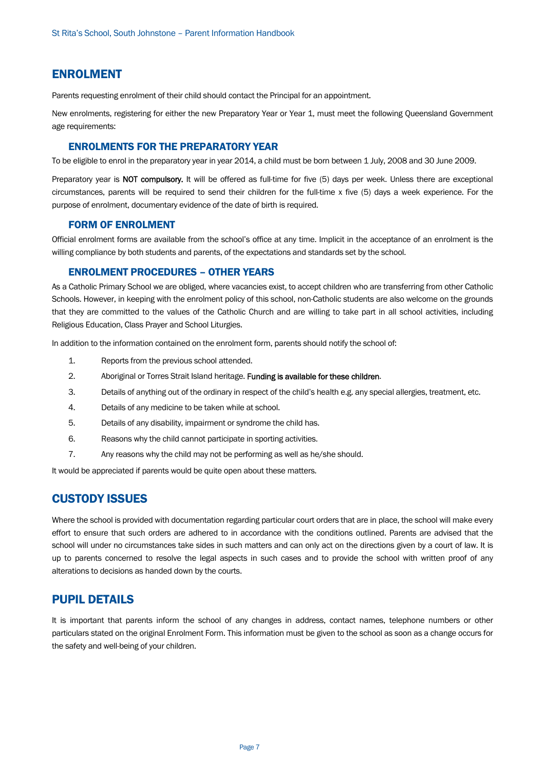## ENROLMENT

Parents requesting enrolment of their child should contact the Principal for an appointment.

New enrolments, registering for either the new Preparatory Year or Year 1, must meet the following Queensland Government age requirements:

### ENROLMENTS FOR THE PREPARATORY YEAR

To be eligible to enrol in the preparatory year in year 2014, a child must be born between 1 July, 2008 and 30 June 2009.

Preparatory year is **NOT compulsory.** It will be offered as full-time for five (5) days per week. Unless there are exceptional circumstances, parents will be required to send their children for the full-time x five (5) days a week experience. For the purpose of enrolment, documentary evidence of the date of birth is required.

### FORM OF ENROLMENT

Official enrolment forms are available from the school's office at any time. Implicit in the acceptance of an enrolment is the willing compliance by both students and parents, of the expectations and standards set by the school.

### ENROLMENT PROCEDURES – OTHER YEARS

As a Catholic Primary School we are obliged, where vacancies exist, to accept children who are transferring from other Catholic Schools. However, in keeping with the enrolment policy of this school, non-Catholic students are also welcome on the grounds that they are committed to the values of the Catholic Church and are willing to take part in all school activities, including Religious Education, Class Prayer and School Liturgies.

In addition to the information contained on the enrolment form, parents should notify the school of:

1. Reports from the previous school attended.
2. Aboriginal or Torres Strait Island heritage. **Funding is available for these children**.
3. Details of anything out of the ordinary in respect of the child's health e.g. any special allergies, treatment, etc.
4. Details of any medicine to be taken while at school.
5. Details of any disability, impairment or syndrome the child has.
6. Reasons why the child cannot participate in sporting activities.
7. Any reasons why the child may not be performing as well as he/she should.

It would be appreciated if parents would be quite open about these matters.

## CUSTODY ISSUES

Where the school is provided with documentation regarding particular court orders that are in place, the school will make every effort to ensure that such orders are adhered to in accordance with the conditions outlined. Parents are advised that the school will under no circumstances take sides in such matters and can only act on the directions given by a court of law. It is up to parents concerned to resolve the legal aspects in such cases and to provide the school with written proof of any alterations to decisions as handed down by the courts.

## PUPIL DETAILS

It is important that parents inform the school of any changes in address, contact names, telephone numbers or other particulars stated on the original Enrolment Form. This information must be given to the school as soon as a change occurs for the safety and well-being of your children.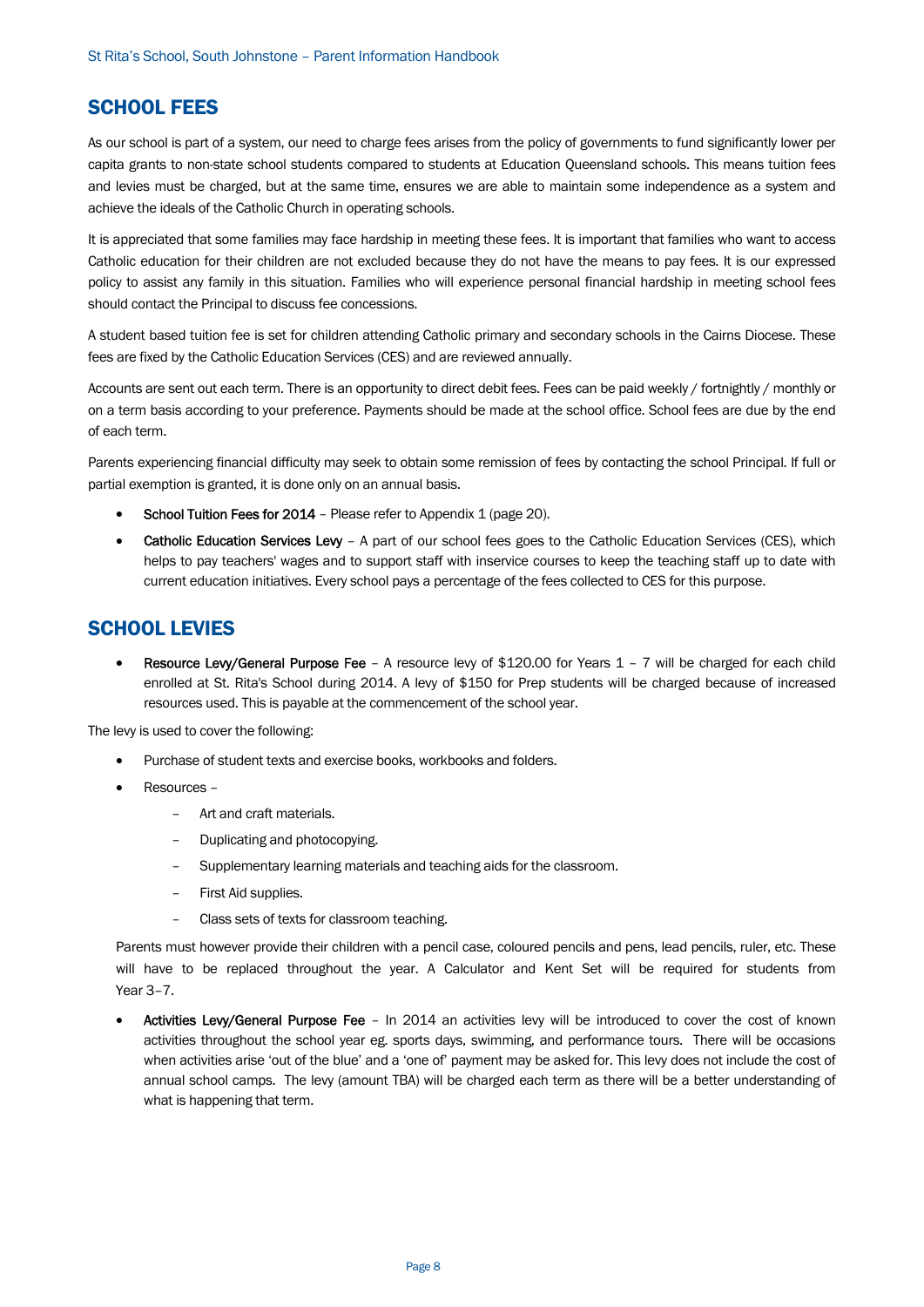## SCHOOL FEES

As our school is part of a system, our need to charge fees arises from the policy of governments to fund significantly lower per capita grants to non-state school students compared to students at Education Queensland schools. This means tuition fees and levies must be charged, but at the same time, ensures we are able to maintain some independence as a system and achieve the ideals of the Catholic Church in operating schools.

It is appreciated that some families may face hardship in meeting these fees. It is important that families who want to access Catholic education for their children are not excluded because they do not have the means to pay fees. It is our expressed policy to assist any family in this situation. Families who will experience personal financial hardship in meeting school fees should contact the Principal to discuss fee concessions.

A student based tuition fee is set for children attending Catholic primary and secondary schools in the Cairns Diocese. These fees are fixed by the Catholic Education Services (CES) and are reviewed annually.

Accounts are sent out each term. There is an opportunity to direct debit fees. Fees can be paid weekly / fortnightly / monthly or on a term basis according to your preference. Payments should be made at the school office. School fees are due by the end of each term.

Parents experiencing financial difficulty may seek to obtain some remission of fees by contacting the school Principal. If full or partial exemption is granted, it is done only on an annual basis.

- **School Tuition Fees for 2014** – Please refer to Appendix 1 (page 20).
- **Catholic Education Services Levy** – A part of our school fees goes to the Catholic Education Services (CES), which helps to pay teachers' wages and to support staff with inservice courses to keep the teaching staff up to date with current education initiatives. Every school pays a percentage of the fees collected to CES for this purpose.

## SCHOOL LEVIES

- **Resource Levy/General Purpose Fee** – A resource levy of $120.00 for Years 1 – 7 will be charged for each child enrolled at St. Rita's School during 2014. A levy of $150 for Prep students will be charged because of increased resources used. This is payable at the commencement of the school year.

The levy is used to cover the following:

- Purchase of student texts and exercise books, workbooks and folders.
- Resources –
  - Art and craft materials.
  - Duplicating and photocopying.
  - Supplementary learning materials and teaching aids for the classroom.
  - First Aid supplies.
  - Class sets of texts for classroom teaching.

  Parents must however provide their children with a pencil case, coloured pencils and pens, lead pencils, ruler, etc. These will have to be replaced throughout the year. A Calculator and Kent Set will be required for students from Year 3–7.

- **Activities Levy/General Purpose Fee** – In 2014 an activities levy will be introduced to cover the cost of known activities throughout the school year eg. sports days, swimming, and performance tours. There will be occasions when activities arise 'out of the blue' and a 'one of' payment may be asked for. This levy does not include the cost of annual school camps. The levy (amount TBA) will be charged each term as there will be a better understanding of what is happening that term.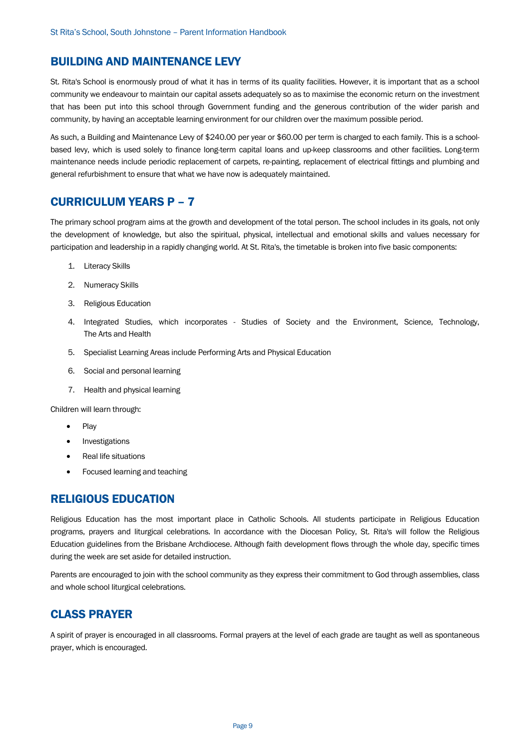## BUILDING AND MAINTENANCE LEVY

St. Rita's School is enormously proud of what it has in terms of its quality facilities. However, it is important that as a school community we endeavour to maintain our capital assets adequately so as to maximise the economic return on the investment that has been put into this school through Government funding and the generous contribution of the wider parish and community, by having an acceptable learning environment for our children over the maximum possible period.

As such, a Building and Maintenance Levy of $240.00 per year or $60.00 per term is charged to each family. This is a school-based levy, which is used solely to finance long-term capital loans and up-keep classrooms and other facilities. Long-term maintenance needs include periodic replacement of carpets, re-painting, replacement of electrical fittings and plumbing and general refurbishment to ensure that what we have now is adequately maintained.

## CURRICULUM YEARS P – 7

The primary school program aims at the growth and development of the total person. The school includes in its goals, not only the development of knowledge, but also the spiritual, physical, intellectual and emotional skills and values necessary for participation and leadership in a rapidly changing world. At St. Rita's, the timetable is broken into five basic components:

1. Literacy Skills
2. Numeracy Skills
3. Religious Education
4. Integrated Studies, which incorporates - Studies of Society and the Environment, Science, Technology, The Arts and Health
5. Specialist Learning Areas include Performing Arts and Physical Education
6. Social and personal learning
7. Health and physical learning

Children will learn through:

- Play
- Investigations
- Real life situations
- Focused learning and teaching

## RELIGIOUS EDUCATION

Religious Education has the most important place in Catholic Schools. All students participate in Religious Education programs, prayers and liturgical celebrations. In accordance with the Diocesan Policy, St. Rita's will follow the Religious Education guidelines from the Brisbane Archdiocese. Although faith development flows through the whole day, specific times during the week are set aside for detailed instruction.

Parents are encouraged to join with the school community as they express their commitment to God through assemblies, class and whole school liturgical celebrations.

## CLASS PRAYER

A spirit of prayer is encouraged in all classrooms. Formal prayers at the level of each grade are taught as well as spontaneous prayer, which is encouraged.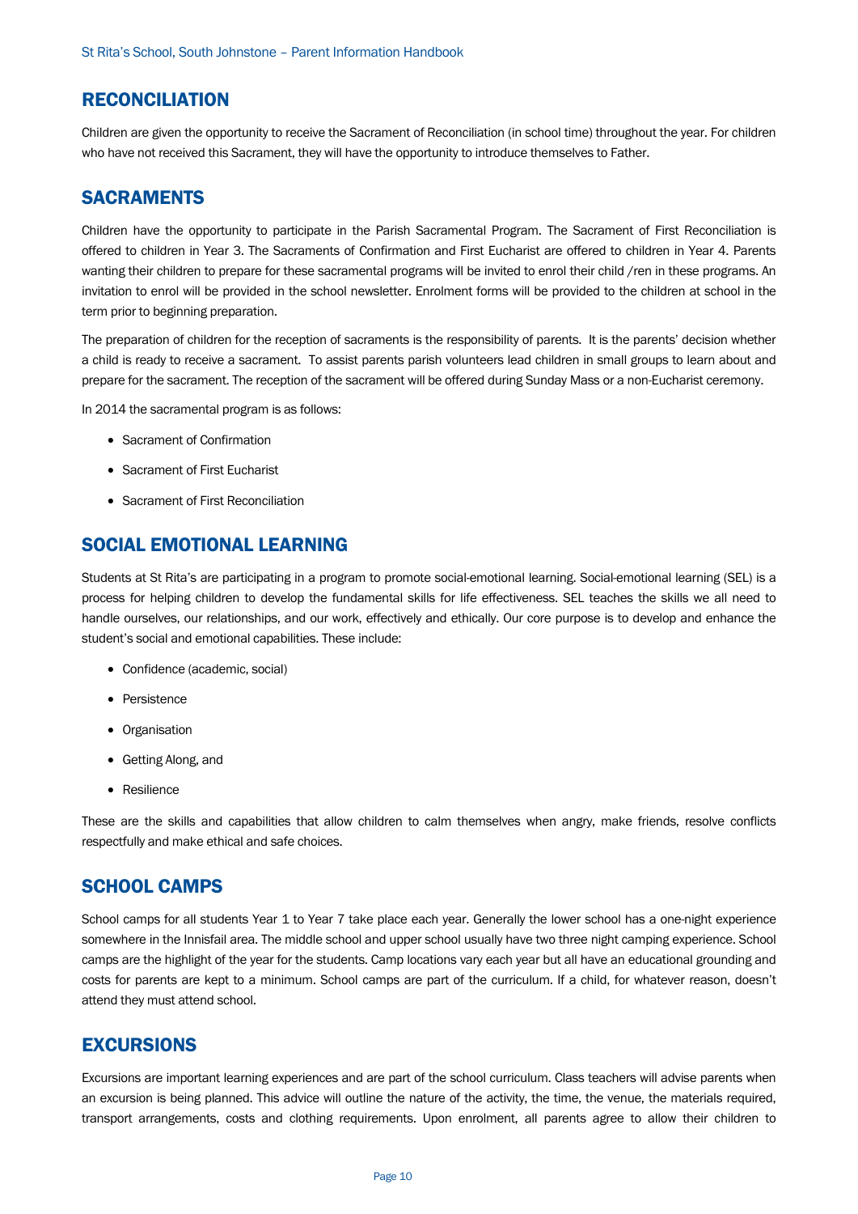## RECONCILIATION

Children are given the opportunity to receive the Sacrament of Reconciliation (in school time) throughout the year. For children who have not received this Sacrament, they will have the opportunity to introduce themselves to Father.

## SACRAMENTS

Children have the opportunity to participate in the Parish Sacramental Program. The Sacrament of First Reconciliation is offered to children in Year 3. The Sacraments of Confirmation and First Eucharist are offered to children in Year 4. Parents wanting their children to prepare for these sacramental programs will be invited to enrol their child /ren in these programs. An invitation to enrol will be provided in the school newsletter. Enrolment forms will be provided to the children at school in the term prior to beginning preparation.

The preparation of children for the reception of sacraments is the responsibility of parents. It is the parents' decision whether a child is ready to receive a sacrament. To assist parents parish volunteers lead children in small groups to learn about and prepare for the sacrament. The reception of the sacrament will be offered during Sunday Mass or a non-Eucharist ceremony.

In 2014 the sacramental program is as follows:

- Sacrament of Confirmation
- Sacrament of First Eucharist
- Sacrament of First Reconciliation

## SOCIAL EMOTIONAL LEARNING

Students at St Rita's are participating in a program to promote social-emotional learning. Social-emotional learning (SEL) is a process for helping children to develop the fundamental skills for life effectiveness. SEL teaches the skills we all need to handle ourselves, our relationships, and our work, effectively and ethically. Our core purpose is to develop and enhance the student's social and emotional capabilities. These include:

- Confidence (academic, social)
- Persistence
- Organisation
- Getting Along, and
- Resilience

These are the skills and capabilities that allow children to calm themselves when angry, make friends, resolve conflicts respectfully and make ethical and safe choices.

## SCHOOL CAMPS

School camps for all students Year 1 to Year 7 take place each year. Generally the lower school has a one-night experience somewhere in the Innisfail area. The middle school and upper school usually have two three night camping experience. School camps are the highlight of the year for the students. Camp locations vary each year but all have an educational grounding and costs for parents are kept to a minimum. School camps are part of the curriculum. If a child, for whatever reason, doesn't attend they must attend school.

## EXCURSIONS

Excursions are important learning experiences and are part of the school curriculum. Class teachers will advise parents when an excursion is being planned. This advice will outline the nature of the activity, the time, the venue, the materials required, transport arrangements, costs and clothing requirements. Upon enrolment, all parents agree to allow their children to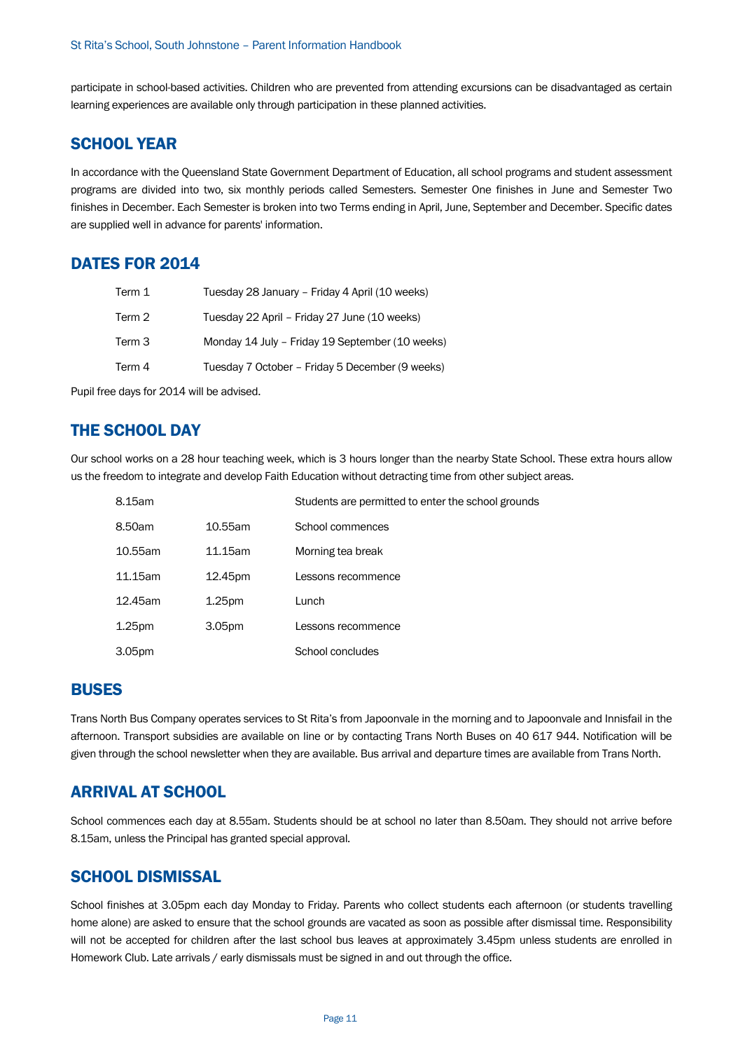participate in school-based activities. Children who are prevented from attending excursions can be disadvantaged as certain learning experiences are available only through participation in these planned activities.

## SCHOOL YEAR

In accordance with the Queensland State Government Department of Education, all school programs and student assessment programs are divided into two, six monthly periods called Semesters. Semester One finishes in June and Semester Two finishes in December. Each Semester is broken into two Terms ending in April, June, September and December. Specific dates are supplied well in advance for parents' information.

## DATES FOR 2014

| | |
|---|---|
| Term 1 | Tuesday 28 January – Friday 4 April (10 weeks) |
| Term 2 | Tuesday 22 April – Friday 27 June (10 weeks) |
| Term 3 | Monday 14 July – Friday 19 September (10 weeks) |
| Term 4 | Tuesday 7 October – Friday 5 December (9 weeks) |

Pupil free days for 2014 will be advised.

## THE SCHOOL DAY

Our school works on a 28 hour teaching week, which is 3 hours longer than the nearby State School. These extra hours allow us the freedom to integrate and develop Faith Education without detracting time from other subject areas.

| | | |
|---|---|---|
| 8.15am | | Students are permitted to enter the school grounds |
| 8.50am | 10.55am | School commences |
| 10.55am | 11.15am | Morning tea break |
| 11.15am | 12.45pm | Lessons recommence |
| 12.45am | 1.25pm | Lunch |
| 1.25pm | 3.05pm | Lessons recommence |
| 3.05pm | | School concludes |

## BUSES

Trans North Bus Company operates services to St Rita's from Japoonvale in the morning and to Japoonvale and Innisfail in the afternoon. Transport subsidies are available on line or by contacting Trans North Buses on 40 617 944. Notification will be given through the school newsletter when they are available. Bus arrival and departure times are available from Trans North.

## ARRIVAL AT SCHOOL

School commences each day at 8.55am. Students should be at school no later than 8.50am. They should not arrive before 8.15am, unless the Principal has granted special approval.

## SCHOOL DISMISSAL

School finishes at 3.05pm each day Monday to Friday. Parents who collect students each afternoon (or students travelling home alone) are asked to ensure that the school grounds are vacated as soon as possible after dismissal time. Responsibility will not be accepted for children after the last school bus leaves at approximately 3.45pm unless students are enrolled in Homework Club. Late arrivals / early dismissals must be signed in and out through the office.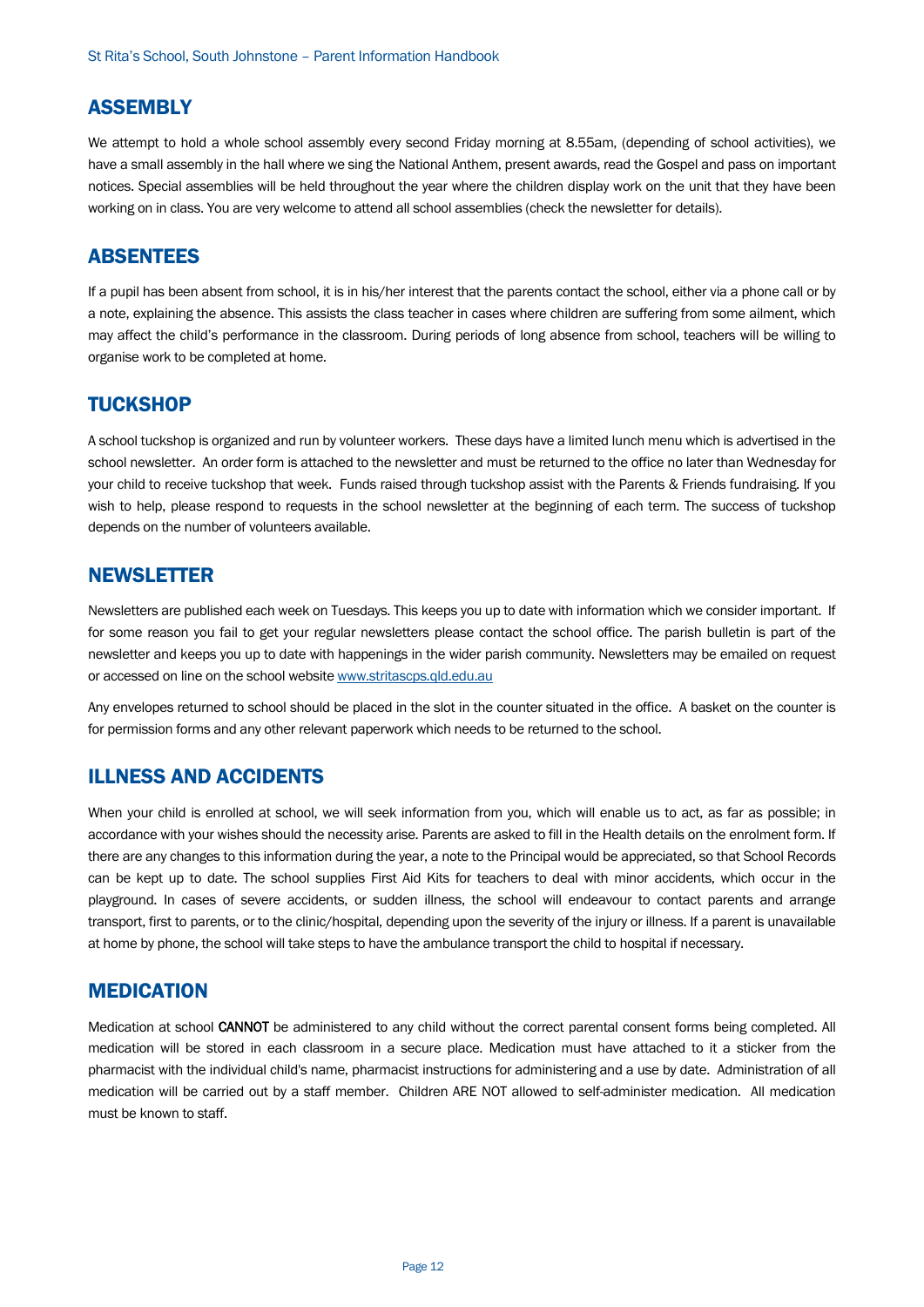## ASSEMBLY

We attempt to hold a whole school assembly every second Friday morning at 8.55am, (depending of school activities), we have a small assembly in the hall where we sing the National Anthem, present awards, read the Gospel and pass on important notices. Special assemblies will be held throughout the year where the children display work on the unit that they have been working on in class. You are very welcome to attend all school assemblies (check the newsletter for details).

## ABSENTEES

If a pupil has been absent from school, it is in his/her interest that the parents contact the school, either via a phone call or by a note, explaining the absence. This assists the class teacher in cases where children are suffering from some ailment, which may affect the child's performance in the classroom. During periods of long absence from school, teachers will be willing to organise work to be completed at home.

## TUCKSHOP

A school tuckshop is organized and run by volunteer workers. These days have a limited lunch menu which is advertised in the school newsletter. An order form is attached to the newsletter and must be returned to the office no later than Wednesday for your child to receive tuckshop that week. Funds raised through tuckshop assist with the Parents & Friends fundraising. If you wish to help, please respond to requests in the school newsletter at the beginning of each term. The success of tuckshop depends on the number of volunteers available.

## NEWSLETTER

Newsletters are published each week on Tuesdays. This keeps you up to date with information which we consider important. If for some reason you fail to get your regular newsletters please contact the school office. The parish bulletin is part of the newsletter and keeps you up to date with happenings in the wider parish community. Newsletters may be emailed on request or accessed on line on the school website [www.stritascps.qld.edu.au](http://www.stritascps.qld.edu.au)

Any envelopes returned to school should be placed in the slot in the counter situated in the office. A basket on the counter is for permission forms and any other relevant paperwork which needs to be returned to the school.

## ILLNESS AND ACCIDENTS

When your child is enrolled at school, we will seek information from you, which will enable us to act, as far as possible; in accordance with your wishes should the necessity arise. Parents are asked to fill in the Health details on the enrolment form. If there are any changes to this information during the year, a note to the Principal would be appreciated, so that School Records can be kept up to date. The school supplies First Aid Kits for teachers to deal with minor accidents, which occur in the playground. In cases of severe accidents, or sudden illness, the school will endeavour to contact parents and arrange transport, first to parents, or to the clinic/hospital, depending upon the severity of the injury or illness. If a parent is unavailable at home by phone, the school will take steps to have the ambulance transport the child to hospital if necessary.

## MEDICATION

Medication at school **CANNOT** be administered to any child without the correct parental consent forms being completed. All medication will be stored in each classroom in a secure place. Medication must have attached to it a sticker from the pharmacist with the individual child's name, pharmacist instructions for administering and a use by date. Administration of all medication will be carried out by a staff member. Children ARE NOT allowed to self-administer medication. All medication must be known to staff.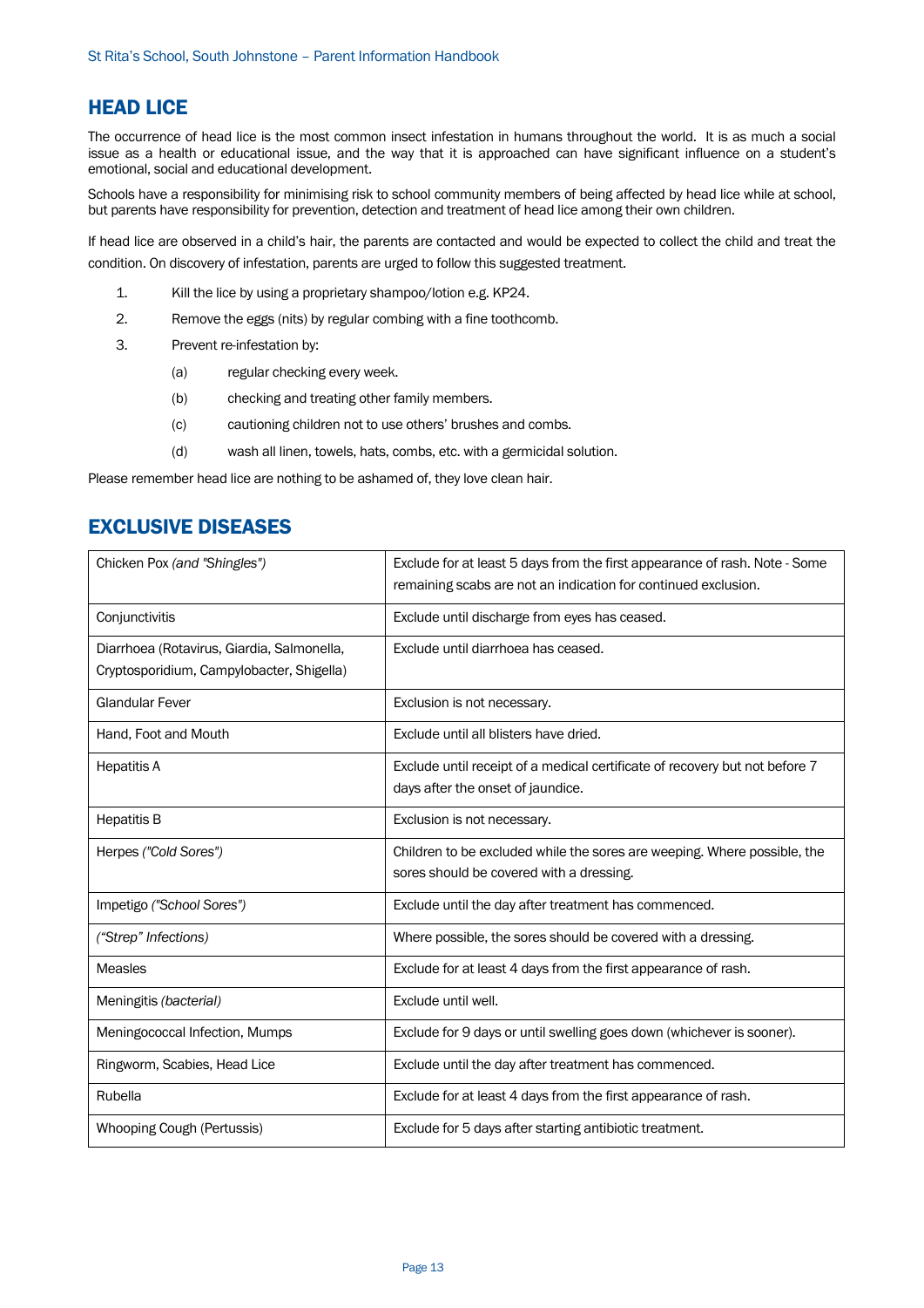## HEAD LICE

The occurrence of head lice is the most common insect infestation in humans throughout the world. It is as much a social issue as a health or educational issue, and the way that it is approached can have significant influence on a student's emotional, social and educational development.

Schools have a responsibility for minimising risk to school community members of being affected by head lice while at school, but parents have responsibility for prevention, detection and treatment of head lice among their own children.

If head lice are observed in a child's hair, the parents are contacted and would be expected to collect the child and treat the condition. On discovery of infestation, parents are urged to follow this suggested treatment.

1. Kill the lice by using a proprietary shampoo/lotion e.g. KP24.
2. Remove the eggs (nits) by regular combing with a fine toothcomb.
3. Prevent re-infestation by:
   - (a) regular checking every week.
   - (b) checking and treating other family members.
   - (c) cautioning children not to use others' brushes and combs.
   - (d) wash all linen, towels, hats, combs, etc. with a germicidal solution.

Please remember head lice are nothing to be ashamed of, they love clean hair.

## EXCLUSIVE DISEASES

| Disease | Exclusion |
|---|---|
| Chicken Pox *(and "Shingles")* | Exclude for at least 5 days from the first appearance of rash. Note - Some remaining scabs are not an indication for continued exclusion. |
| Conjunctivitis | Exclude until discharge from eyes has ceased. |
| Diarrhoea (Rotavirus, Giardia, Salmonella, Cryptosporidium, Campylobacter, Shigella) | Exclude until diarrhoea has ceased. |
| Glandular Fever | Exclusion is not necessary. |
| Hand, Foot and Mouth | Exclude until all blisters have dried. |
| Hepatitis A | Exclude until receipt of a medical certificate of recovery but not before 7 days after the onset of jaundice. |
| Hepatitis B | Exclusion is not necessary. |
| Herpes *("Cold Sores")* | Children to be excluded while the sores are weeping. Where possible, the sores should be covered with a dressing. |
| Impetigo *("School Sores")* | Exclude until the day after treatment has commenced. |
| *("Strep" Infections)* | Where possible, the sores should be covered with a dressing. |
| Measles | Exclude for at least 4 days from the first appearance of rash. |
| Meningitis *(bacterial)* | Exclude until well. |
| Meningococcal Infection, Mumps | Exclude for 9 days or until swelling goes down (whichever is sooner). |
| Ringworm, Scabies, Head Lice | Exclude until the day after treatment has commenced. |
| Rubella | Exclude for at least 4 days from the first appearance of rash. |
| Whooping Cough (Pertussis) | Exclude for 5 days after starting antibiotic treatment. |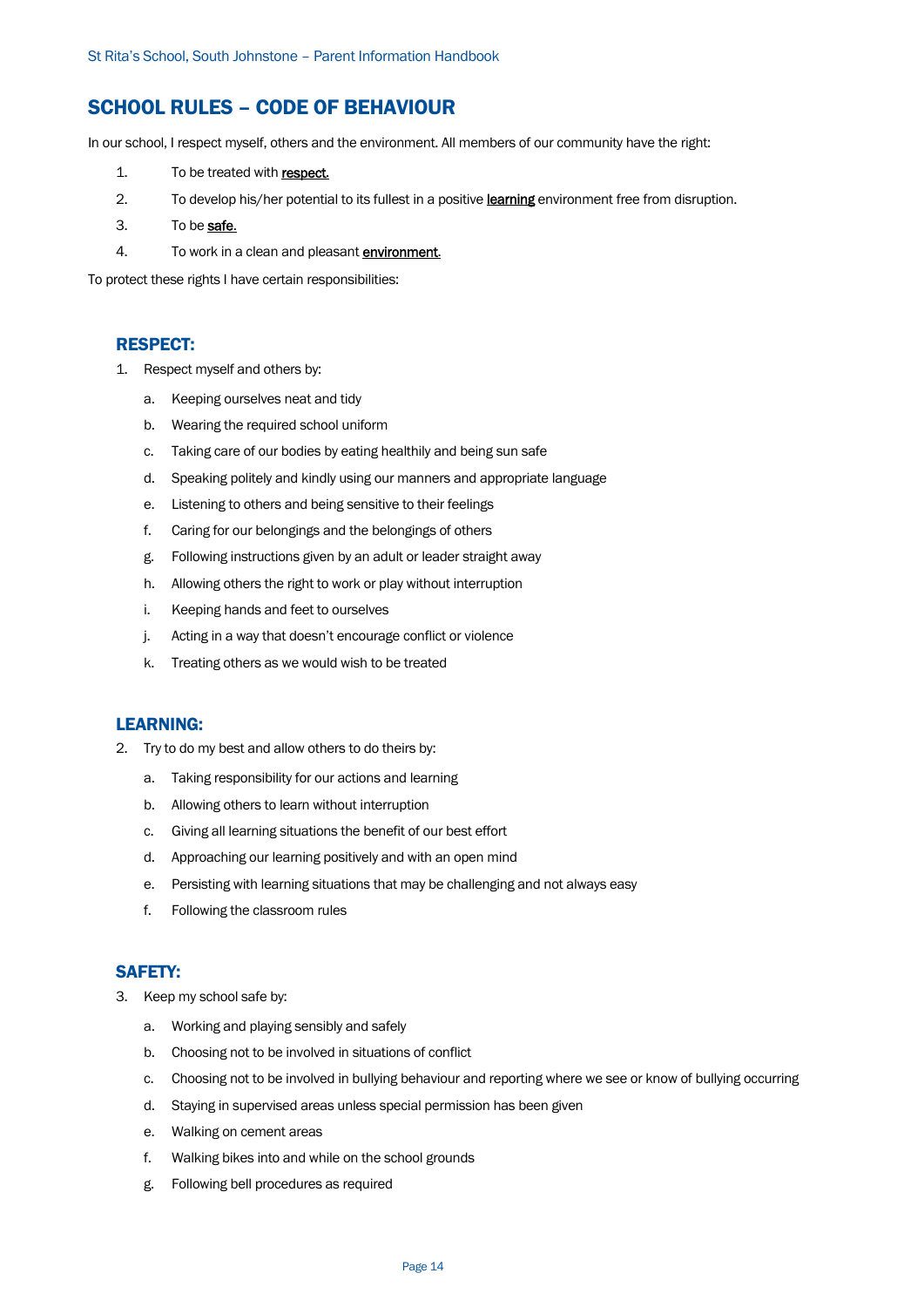## SCHOOL RULES – CODE OF BEHAVIOUR

In our school, I respect myself, others and the environment. All members of our community have the right:

1. To be treated with **respect**.
2. To develop his/her potential to its fullest in a positive **learning** environment free from disruption.
3. To be **safe**.
4. To work in a clean and pleasant **environment**.

To protect these rights I have certain responsibilities:

### RESPECT:

1. Respect myself and others by:
    a. Keeping ourselves neat and tidy
    b. Wearing the required school uniform
    c. Taking care of our bodies by eating healthily and being sun safe
    d. Speaking politely and kindly using our manners and appropriate language
    e. Listening to others and being sensitive to their feelings
    f. Caring for our belongings and the belongings of others
    g. Following instructions given by an adult or leader straight away
    h. Allowing others the right to work or play without interruption
    i. Keeping hands and feet to ourselves
    j. Acting in a way that doesn't encourage conflict or violence
    k. Treating others as we would wish to be treated

### LEARNING:

2. Try to do my best and allow others to do theirs by:
    a. Taking responsibility for our actions and learning
    b. Allowing others to learn without interruption
    c. Giving all learning situations the benefit of our best effort
    d. Approaching our learning positively and with an open mind
    e. Persisting with learning situations that may be challenging and not always easy
    f. Following the classroom rules

### SAFETY:

3. Keep my school safe by:
    a. Working and playing sensibly and safely
    b. Choosing not to be involved in situations of conflict
    c. Choosing not to be involved in bullying behaviour and reporting where we see or know of bullying occurring
    d. Staying in supervised areas unless special permission has been given
    e. Walking on cement areas
    f. Walking bikes into and while on the school grounds
    g. Following bell procedures as required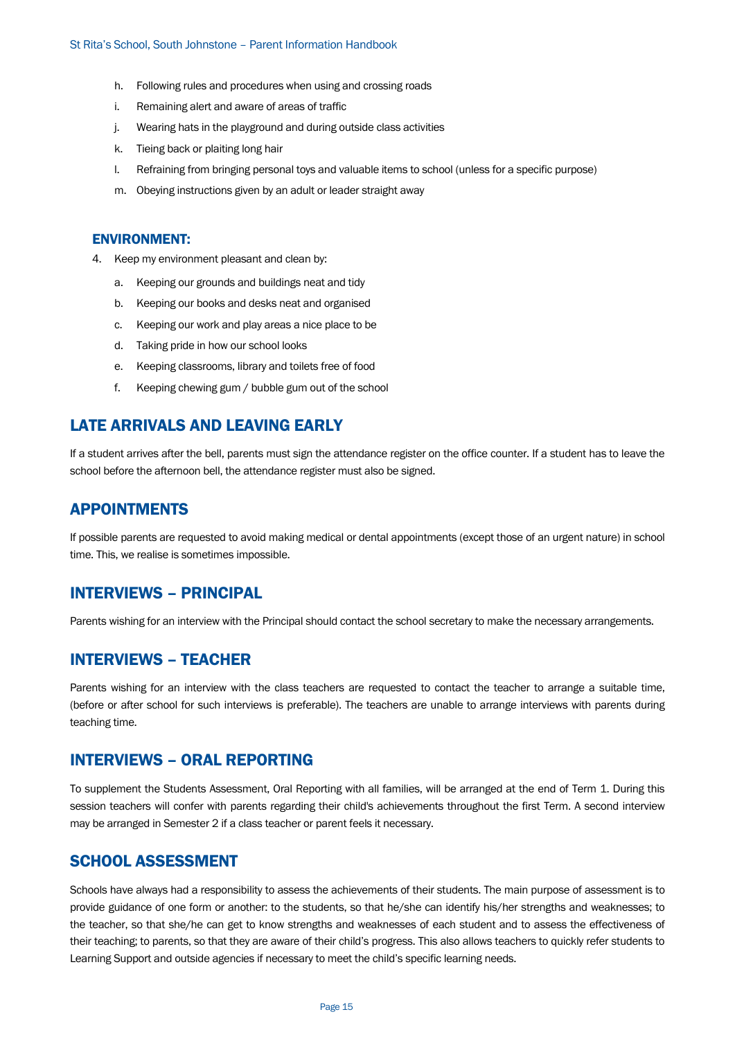h. Following rules and procedures when using and crossing roads
i. Remaining alert and aware of areas of traffic
j. Wearing hats in the playground and during outside class activities
k. Tieing back or plaiting long hair
l. Refraining from bringing personal toys and valuable items to school (unless for a specific purpose)
m. Obeying instructions given by an adult or leader straight away

### ENVIRONMENT:

4. Keep my environment pleasant and clean by:
   a. Keeping our grounds and buildings neat and tidy
   b. Keeping our books and desks neat and organised
   c. Keeping our work and play areas a nice place to be
   d. Taking pride in how our school looks
   e. Keeping classrooms, library and toilets free of food
   f. Keeping chewing gum / bubble gum out of the school

## LATE ARRIVALS AND LEAVING EARLY

If a student arrives after the bell, parents must sign the attendance register on the office counter. If a student has to leave the school before the afternoon bell, the attendance register must also be signed.

## APPOINTMENTS

If possible parents are requested to avoid making medical or dental appointments (except those of an urgent nature) in school time. This, we realise is sometimes impossible.

## INTERVIEWS – PRINCIPAL

Parents wishing for an interview with the Principal should contact the school secretary to make the necessary arrangements.

## INTERVIEWS – TEACHER

Parents wishing for an interview with the class teachers are requested to contact the teacher to arrange a suitable time, (before or after school for such interviews is preferable). The teachers are unable to arrange interviews with parents during teaching time.

## INTERVIEWS – ORAL REPORTING

To supplement the Students Assessment, Oral Reporting with all families, will be arranged at the end of Term 1. During this session teachers will confer with parents regarding their child's achievements throughout the first Term. A second interview may be arranged in Semester 2 if a class teacher or parent feels it necessary.

## SCHOOL ASSESSMENT

Schools have always had a responsibility to assess the achievements of their students. The main purpose of assessment is to provide guidance of one form or another: to the students, so that he/she can identify his/her strengths and weaknesses; to the teacher, so that she/he can get to know strengths and weaknesses of each student and to assess the effectiveness of their teaching; to parents, so that they are aware of their child's progress. This also allows teachers to quickly refer students to Learning Support and outside agencies if necessary to meet the child's specific learning needs.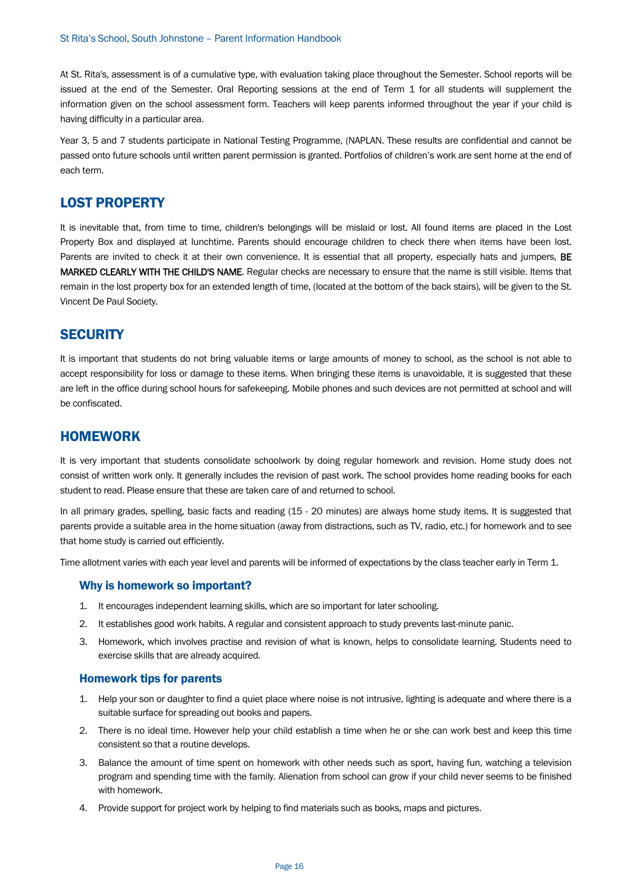At St. Rita's, assessment is of a cumulative type, with evaluation taking place throughout the Semester. School reports will be issued at the end of the Semester. Oral Reporting sessions at the end of Term 1 for all students will supplement the information given on the school assessment form. Teachers will keep parents informed throughout the year if your child is having difficulty in a particular area.

Year 3, 5 and 7 students participate in National Testing Programme, (NAPLAN. These results are confidential and cannot be passed onto future schools until written parent permission is granted. Portfolios of children's work are sent home at the end of each term.

## LOST PROPERTY

It is inevitable that, from time to time, children's belongings will be mislaid or lost. All found items are placed in the Lost Property Box and displayed at lunchtime. Parents should encourage children to check there when items have been lost. Parents are invited to check it at their own convenience. It is essential that all property, especially hats and jumpers, BE MARKED CLEARLY WITH THE CHILD'S NAME. Regular checks are necessary to ensure that the name is still visible. Items that remain in the lost property box for an extended length of time, (located at the bottom of the back stairs), will be given to the St. Vincent De Paul Society.

## SECURITY

It is important that students do not bring valuable items or large amounts of money to school, as the school is not able to accept responsibility for loss or damage to these items. When bringing these items is unavoidable, it is suggested that these are left in the office during school hours for safekeeping. Mobile phones and such devices are not permitted at school and will be confiscated.

## HOMEWORK

It is very important that students consolidate schoolwork by doing regular homework and revision. Home study does not consist of written work only. It generally includes the revision of past work. The school provides home reading books for each student to read. Please ensure that these are taken care of and returned to school.

In all primary grades, spelling, basic facts and reading (15 - 20 minutes) are always home study items. It is suggested that parents provide a suitable area in the home situation (away from distractions, such as TV, radio, etc.) for homework and to see that home study is carried out efficiently.

Time allotment varies with each year level and parents will be informed of expectations by the class teacher early in Term 1.

### Why is homework so important?

1. It encourages independent learning skills, which are so important for later schooling.
2. It establishes good work habits. A regular and consistent approach to study prevents last-minute panic.
3. Homework, which involves practise and revision of what is known, helps to consolidate learning. Students need to exercise skills that are already acquired.

### Homework tips for parents

1. Help your son or daughter to find a quiet place where noise is not intrusive, lighting is adequate and where there is a suitable surface for spreading out books and papers.
2. There is no ideal time. However help your child establish a time when he or she can work best and keep this time consistent so that a routine develops.
3. Balance the amount of time spent on homework with other needs such as sport, having fun, watching a television program and spending time with the family. Alienation from school can grow if your child never seems to be finished with homework.
4. Provide support for project work by helping to find materials such as books, maps and pictures.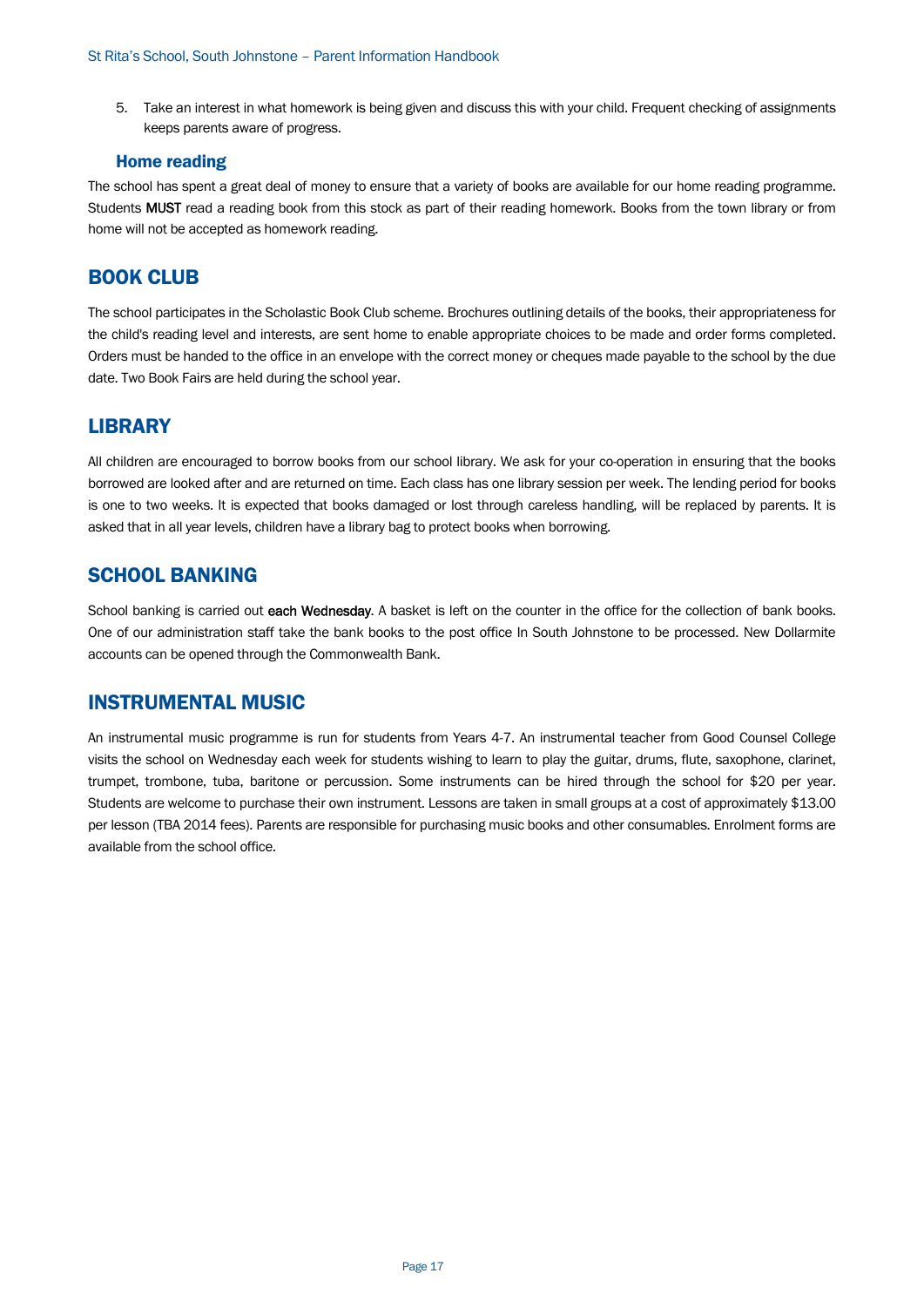5. Take an interest in what homework is being given and discuss this with your child. Frequent checking of assignments keeps parents aware of progress.

### Home reading

The school has spent a great deal of money to ensure that a variety of books are available for our home reading programme. Students **MUST** read a reading book from this stock as part of their reading homework. Books from the town library or from home will not be accepted as homework reading.

## BOOK CLUB

The school participates in the Scholastic Book Club scheme. Brochures outlining details of the books, their appropriateness for the child's reading level and interests, are sent home to enable appropriate choices to be made and order forms completed. Orders must be handed to the office in an envelope with the correct money or cheques made payable to the school by the due date. Two Book Fairs are held during the school year.

## LIBRARY

All children are encouraged to borrow books from our school library. We ask for your co-operation in ensuring that the books borrowed are looked after and are returned on time. Each class has one library session per week. The lending period for books is one to two weeks. It is expected that books damaged or lost through careless handling, will be replaced by parents. It is asked that in all year levels, children have a library bag to protect books when borrowing.

## SCHOOL BANKING

School banking is carried out **each Wednesday**. A basket is left on the counter in the office for the collection of bank books. One of our administration staff take the bank books to the post office In South Johnstone to be processed. New Dollarmite accounts can be opened through the Commonwealth Bank.

## INSTRUMENTAL MUSIC

An instrumental music programme is run for students from Years 4-7. An instrumental teacher from Good Counsel College visits the school on Wednesday each week for students wishing to learn to play the guitar, drums, flute, saxophone, clarinet, trumpet, trombone, tuba, baritone or percussion. Some instruments can be hired through the school for $20 per year. Students are welcome to purchase their own instrument. Lessons are taken in small groups at a cost of approximately $13.00 per lesson (TBA 2014 fees). Parents are responsible for purchasing music books and other consumables. Enrolment forms are available from the school office.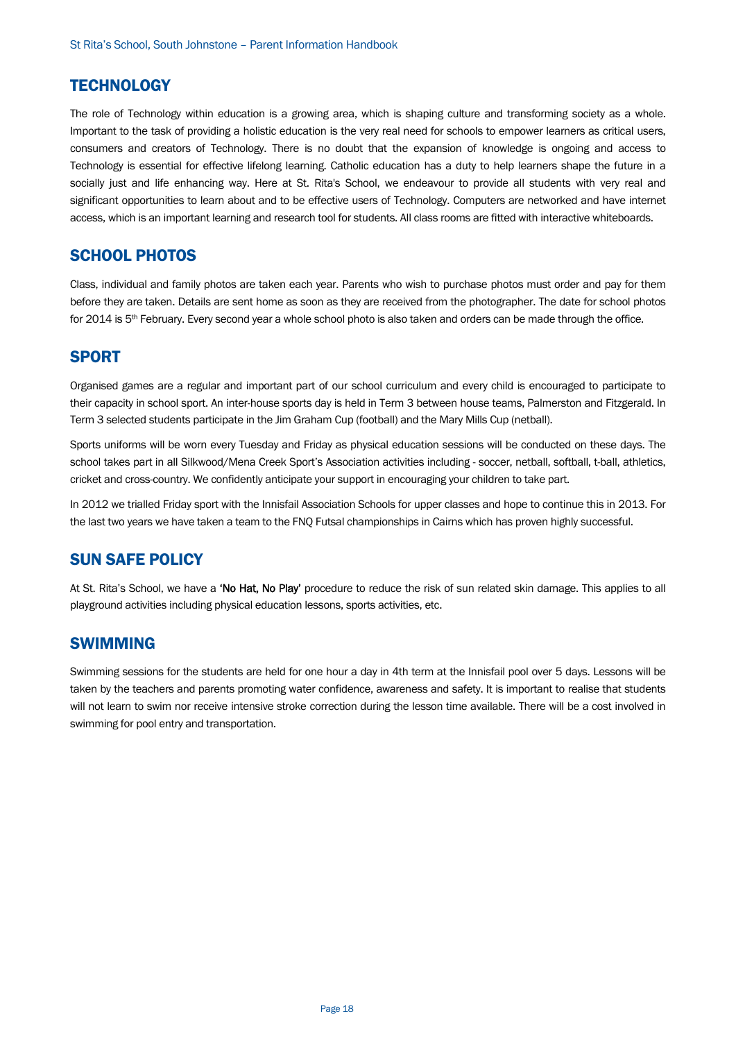## TECHNOLOGY

The role of Technology within education is a growing area, which is shaping culture and transforming society as a whole. Important to the task of providing a holistic education is the very real need for schools to empower learners as critical users, consumers and creators of Technology. There is no doubt that the expansion of knowledge is ongoing and access to Technology is essential for effective lifelong learning. Catholic education has a duty to help learners shape the future in a socially just and life enhancing way. Here at St. Rita's School, we endeavour to provide all students with very real and significant opportunities to learn about and to be effective users of Technology. Computers are networked and have internet access, which is an important learning and research tool for students. All class rooms are fitted with interactive whiteboards.

## SCHOOL PHOTOS

Class, individual and family photos are taken each year. Parents who wish to purchase photos must order and pay for them before they are taken. Details are sent home as soon as they are received from the photographer. The date for school photos for 2014 is 5th February. Every second year a whole school photo is also taken and orders can be made through the office.

## SPORT

Organised games are a regular and important part of our school curriculum and every child is encouraged to participate to their capacity in school sport. An inter-house sports day is held in Term 3 between house teams, Palmerston and Fitzgerald. In Term 3 selected students participate in the Jim Graham Cup (football) and the Mary Mills Cup (netball).

Sports uniforms will be worn every Tuesday and Friday as physical education sessions will be conducted on these days. The school takes part in all Silkwood/Mena Creek Sport's Association activities including - soccer, netball, softball, t-ball, athletics, cricket and cross-country. We confidently anticipate your support in encouraging your children to take part.

In 2012 we trialled Friday sport with the Innisfail Association Schools for upper classes and hope to continue this in 2013. For the last two years we have taken a team to the FNQ Futsal championships in Cairns which has proven highly successful.

## SUN SAFE POLICY

At St. Rita's School, we have a **'No Hat, No Play'** procedure to reduce the risk of sun related skin damage. This applies to all playground activities including physical education lessons, sports activities, etc.

## SWIMMING

Swimming sessions for the students are held for one hour a day in 4th term at the Innisfail pool over 5 days. Lessons will be taken by the teachers and parents promoting water confidence, awareness and safety. It is important to realise that students will not learn to swim nor receive intensive stroke correction during the lesson time available. There will be a cost involved in swimming for pool entry and transportation.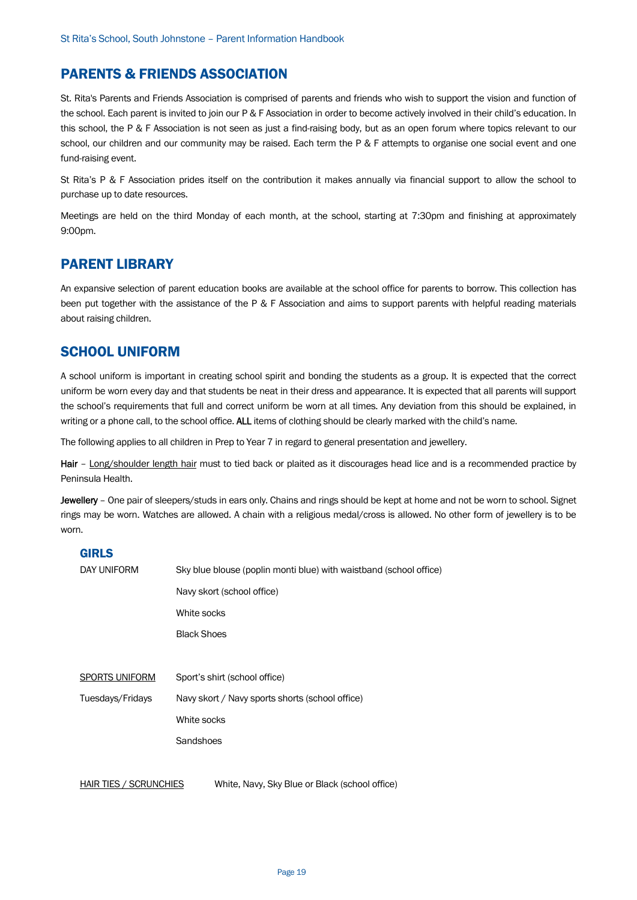## PARENTS & FRIENDS ASSOCIATION

St. Rita's Parents and Friends Association is comprised of parents and friends who wish to support the vision and function of the school. Each parent is invited to join our P & F Association in order to become actively involved in their child's education. In this school, the P & F Association is not seen as just a find-raising body, but as an open forum where topics relevant to our school, our children and our community may be raised. Each term the P & F attempts to organise one social event and one fund-raising event.

St Rita's P & F Association prides itself on the contribution it makes annually via financial support to allow the school to purchase up to date resources.

Meetings are held on the third Monday of each month, at the school, starting at 7:30pm and finishing at approximately 9:00pm.

## PARENT LIBRARY

An expansive selection of parent education books are available at the school office for parents to borrow. This collection has been put together with the assistance of the P & F Association and aims to support parents with helpful reading materials about raising children.

## SCHOOL UNIFORM

A school uniform is important in creating school spirit and bonding the students as a group. It is expected that the correct uniform be worn every day and that students be neat in their dress and appearance. It is expected that all parents will support the school's requirements that full and correct uniform be worn at all times. Any deviation from this should be explained, in writing or a phone call, to the school office. **ALL** items of clothing should be clearly marked with the child's name.

The following applies to all children in Prep to Year 7 in regard to general presentation and jewellery.

**Hair** – Long/shoulder length hair must to tied back or plaited as it discourages head lice and is a recommended practice by Peninsula Health.

**Jewellery** – One pair of sleepers/studs in ears only. Chains and rings should be kept at home and not be worn to school. Signet rings may be worn. Watches are allowed. A chain with a religious medal/cross is allowed. No other form of jewellery is to be worn.

### GIRLS

| | |
|---|---|
| DAY UNIFORM | Sky blue blouse (poplin monti blue) with waistband (school office) |
| | Navy skort (school office) |
| | White socks |
| | Black Shoes |
| SPORTS UNIFORM | Sport's shirt (school office) |
| Tuesdays/Fridays | Navy skort / Navy sports shorts (school office) |
| | White socks |
| | Sandshoes |

HAIR TIES / SCRUNCHIES: White, Navy, Sky Blue or Black (school office)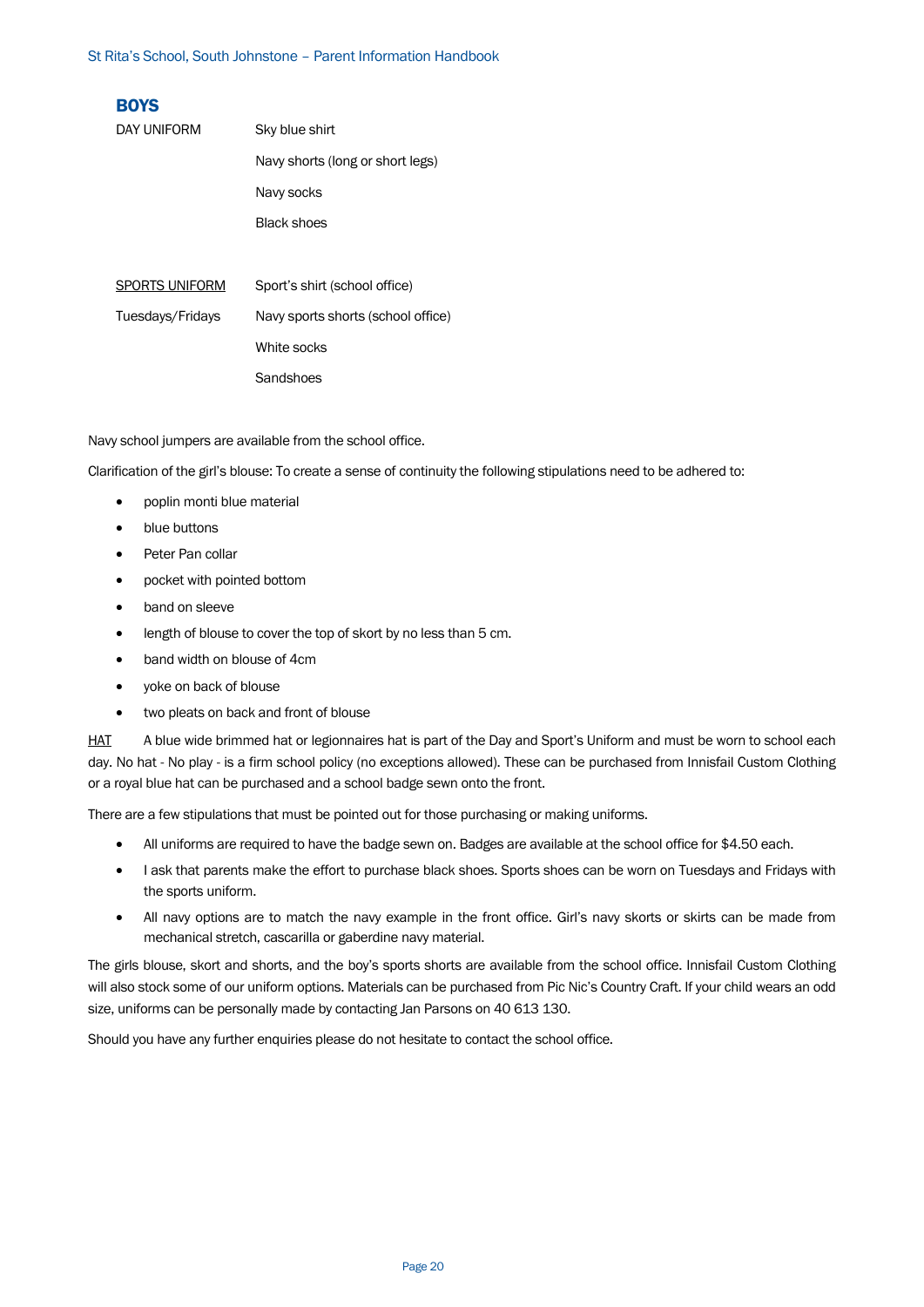## BOYS

| DAY UNIFORM | Sky blue shirt |
|---|---|
| | Navy shorts (long or short legs) |
| | Navy socks |
| | Black shoes |
| | |
| <u>SPORTS UNIFORM</u> | Sport's shirt (school office) |
| Tuesdays/Fridays | Navy sports shorts (school office) |
| | White socks |
| | Sandshoes |

Navy school jumpers are available from the school office.

Clarification of the girl's blouse: To create a sense of continuity the following stipulations need to be adhered to:

- poplin monti blue material
- blue buttons
- Peter Pan collar
- pocket with pointed bottom
- band on sleeve
- length of blouse to cover the top of skort by no less than 5 cm.
- band width on blouse of 4cm
- yoke on back of blouse
- two pleats on back and front of blouse

<u>HAT</u> A blue wide brimmed hat or legionnaires hat is part of the Day and Sport's Uniform and must be worn to school each day. No hat - No play - is a firm school policy (no exceptions allowed). These can be purchased from Innisfail Custom Clothing or a royal blue hat can be purchased and a school badge sewn onto the front.

There are a few stipulations that must be pointed out for those purchasing or making uniforms.

- All uniforms are required to have the badge sewn on. Badges are available at the school office for $4.50 each.
- I ask that parents make the effort to purchase black shoes. Sports shoes can be worn on Tuesdays and Fridays with the sports uniform.
- All navy options are to match the navy example in the front office. Girl's navy skorts or skirts can be made from mechanical stretch, cascarilla or gaberdine navy material.

The girls blouse, skort and shorts, and the boy's sports shorts are available from the school office. Innisfail Custom Clothing will also stock some of our uniform options. Materials can be purchased from Pic Nic's Country Craft. If your child wears an odd size, uniforms can be personally made by contacting Jan Parsons on 40 613 130.

Should you have any further enquiries please do not hesitate to contact the school office.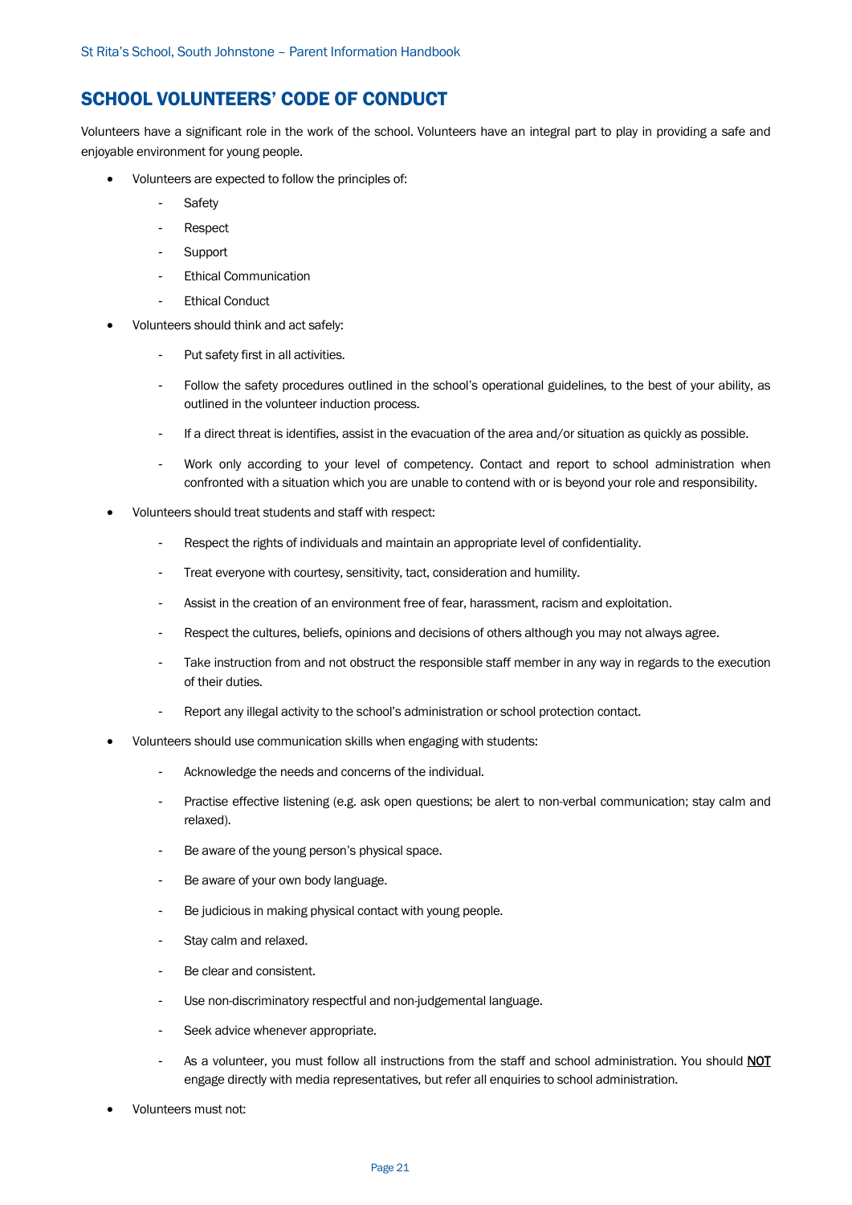## SCHOOL VOLUNTEERS' CODE OF CONDUCT

Volunteers have a significant role in the work of the school. Volunteers have an integral part to play in providing a safe and enjoyable environment for young people.

- Volunteers are expected to follow the principles of:
  - Safety
  - Respect
  - Support
  - Ethical Communication
  - Ethical Conduct
- Volunteers should think and act safely:
  - Put safety first in all activities.
  - Follow the safety procedures outlined in the school's operational guidelines, to the best of your ability, as outlined in the volunteer induction process.
  - If a direct threat is identifies, assist in the evacuation of the area and/or situation as quickly as possible.
  - Work only according to your level of competency. Contact and report to school administration when confronted with a situation which you are unable to contend with or is beyond your role and responsibility.
- Volunteers should treat students and staff with respect:
  - Respect the rights of individuals and maintain an appropriate level of confidentiality.
  - Treat everyone with courtesy, sensitivity, tact, consideration and humility.
  - Assist in the creation of an environment free of fear, harassment, racism and exploitation.
  - Respect the cultures, beliefs, opinions and decisions of others although you may not always agree.
  - Take instruction from and not obstruct the responsible staff member in any way in regards to the execution of their duties.
  - Report any illegal activity to the school's administration or school protection contact.
- Volunteers should use communication skills when engaging with students:
  - Acknowledge the needs and concerns of the individual.
  - Practise effective listening (e.g. ask open questions; be alert to non-verbal communication; stay calm and relaxed).
  - Be aware of the young person's physical space.
  - Be aware of your own body language.
  - Be judicious in making physical contact with young people.
  - Stay calm and relaxed.
  - Be clear and consistent.
  - Use non-discriminatory respectful and non-judgemental language.
  - Seek advice whenever appropriate.
  - As a volunteer, you must follow all instructions from the staff and school administration. You should <u>NOT</u> engage directly with media representatives, but refer all enquiries to school administration.
- Volunteers must not: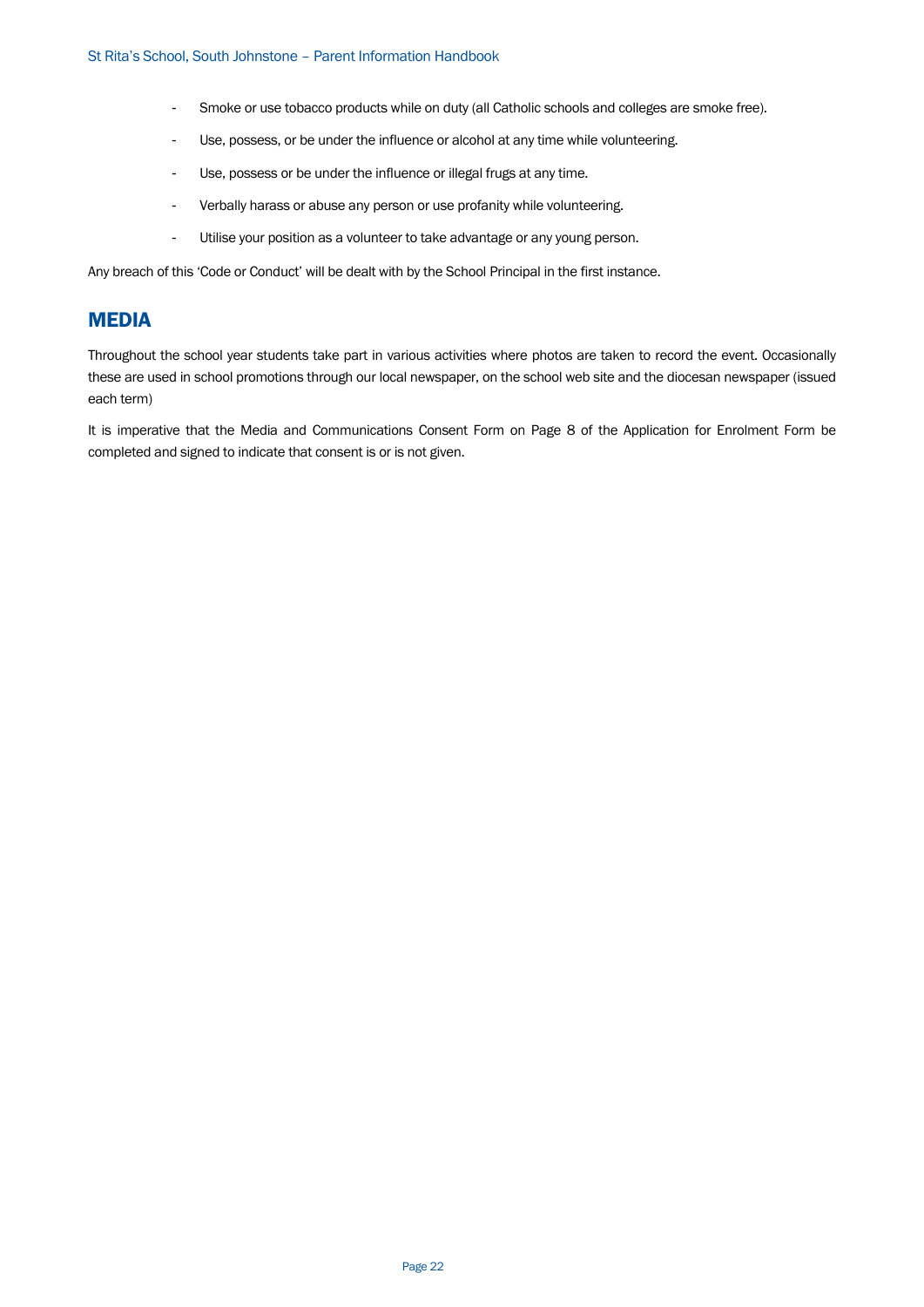- Smoke or use tobacco products while on duty (all Catholic schools and colleges are smoke free).
- Use, possess, or be under the influence or alcohol at any time while volunteering.
- Use, possess or be under the influence or illegal frugs at any time.
- Verbally harass or abuse any person or use profanity while volunteering.
- Utilise your position as a volunteer to take advantage or any young person.

Any breach of this 'Code or Conduct' will be dealt with by the School Principal in the first instance.

## MEDIA

Throughout the school year students take part in various activities where photos are taken to record the event. Occasionally these are used in school promotions through our local newspaper, on the school web site and the diocesan newspaper (issued each term)

It is imperative that the Media and Communications Consent Form on Page 8 of the Application for Enrolment Form be completed and signed to indicate that consent is or is not given.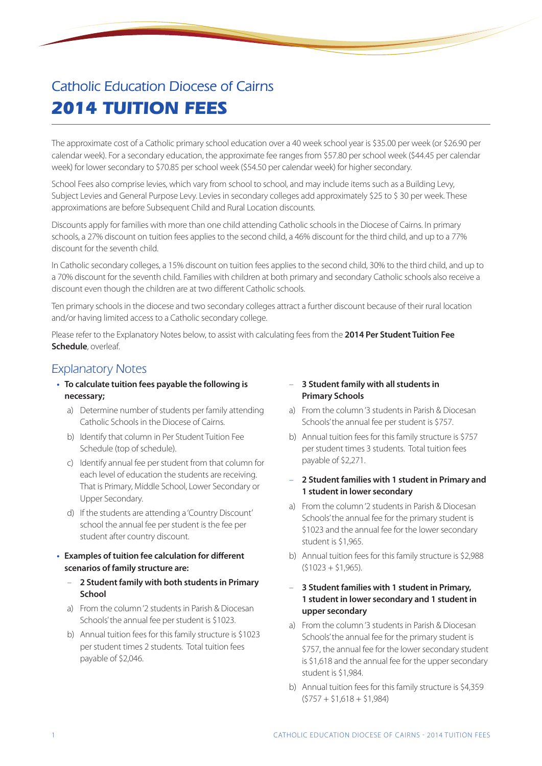# Catholic Education Diocese of Cairns

## 2014 TUITION FEES

The approximate cost of a Catholic primary school education over a 40 week school year is $35.00 per week (or $26.90 per calendar week). For a secondary education, the approximate fee ranges from $57.80 per school week ($44.45 per calendar week) for lower secondary to $70.85 per school week ($54.50 per calendar week) for higher secondary.

School Fees also comprise levies, which vary from school to school, and may include items such as a Building Levy, Subject Levies and General Purpose Levy. Levies in secondary colleges add approximately $25 to $ 30 per week. These approximations are before Subsequent Child and Rural Location discounts.

Discounts apply for families with more than one child attending Catholic schools in the Diocese of Cairns. In primary schools, a 27% discount on tuition fees applies to the second child, a 46% discount for the third child, and up to a 77% discount for the seventh child.

In Catholic secondary colleges, a 15% discount on tuition fees applies to the second child, 30% to the third child, and up to a 70% discount for the seventh child. Families with children at both primary and secondary Catholic schools also receive a discount even though the children are at two different Catholic schools.

Ten primary schools in the diocese and two secondary colleges attract a further discount because of their rural location and/or having limited access to a Catholic secondary college.

Please refer to the Explanatory Notes below, to assist with calculating fees from the **2014 Per Student Tuition Fee Schedule**, overleaf.

## Explanatory Notes

- **To calculate tuition fees payable the following is necessary;**
  a) Determine number of students per family attending Catholic Schools in the Diocese of Cairns.
  b) Identify that column in Per Student Tuition Fee Schedule (top of schedule).
  c) Identify annual fee per student from that column for each level of education the students are receiving. That is Primary, Middle School, Lower Secondary or Upper Secondary.
  d) If the students are attending a 'Country Discount' school the annual fee per student is the fee per student after country discount.

- **Examples of tuition fee calculation for different scenarios of family structure are:**

  – **2 Student family with both students in Primary School**

  a) From the column '2 students in Parish & Diocesan Schools' the annual fee per student is $1023.
  b) Annual tuition fees for this family structure is $1023 per student times 2 students. Total tuition fees payable of $2,046.

  – **3 Student family with all students in Primary Schools**

  a) From the column '3 students in Parish & Diocesan Schools' the annual fee per student is $757.
  b) Annual tuition fees for this family structure is $757 per student times 3 students. Total tuition fees payable of $2,271.

  – **2 Student families with 1 student in Primary and 1 student in lower secondary**

  a) From the column '2 students in Parish & Diocesan Schools' the annual fee for the primary student is $1023 and the annual fee for the lower secondary student is $1,965.
  b) Annual tuition fees for this family structure is $2,988 ($1023 + $1,965).

  – **3 Student families with 1 student in Primary, 1 student in lower secondary and 1 student in upper secondary**

  a) From the column '3 students in Parish & Diocesan Schools' the annual fee for the primary student is $757, the annual fee for the lower secondary student is $1,618 and the annual fee for the upper secondary student is $1,984.
  b) Annual tuition fees for this family structure is $4,359 ($757 + $1,618 + $1,984)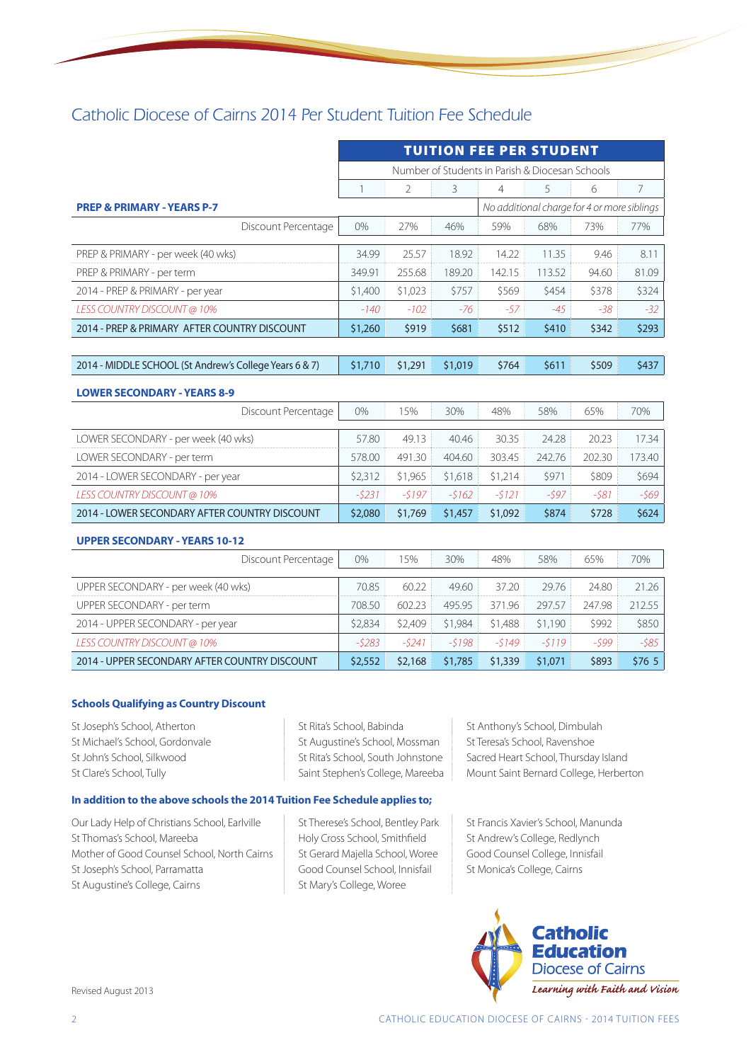# Catholic Diocese of Cairns 2014 Per Student Tuition Fee Schedule

| | TUITION FEE PER STUDENT | | | | | | |
|---|---|---|---|---|---|---|---|
| | Number of Students in Parish & Diocesan Schools | | | | | | |
| | 1 | 2 | 3 | 4 | 5 | 6 | 7 |
| **PREP & PRIMARY - YEARS P-7** | | | | *No additional charge for 4 or more siblings* | | | |
| Discount Percentage | 0% | 27% | 46% | 59% | 68% | 73% | 77% |
| PREP & PRIMARY - per week (40 wks) | 34.99 | 25.57 | 18.92 | 14.22 | 11.35 | 9.46 | 8.11 |
| PREP & PRIMARY - per term | 349.91 | 255.68 | 189.20 | 142.15 | 113.52 | 94.60 | 81.09 |
| 2014 - PREP & PRIMARY - per year | $1,400 | $1,023 | $757 | $569 | $454 | $378 | $324 |
| *LESS COUNTRY DISCOUNT @ 10%* | *-140* | *-102* | *-76* | *-57* | *-45* | *-38* | *-32* |
| 2014 - PREP & PRIMARY AFTER COUNTRY DISCOUNT | $1,260 | $919 | $681 | $512 | $410 | $342 | $293 |
| 2014 - MIDDLE SCHOOL (St Andrew's College Years 6 & 7) | $1,710 | $1,291 | $1,019 | $764 | $611 | $509 | $437 |
| **LOWER SECONDARY - YEARS 8-9** | | | | | | | |
| Discount Percentage | 0% | 15% | 30% | 48% | 58% | 65% | 70% |
| LOWER SECONDARY - per week (40 wks) | 57.80 | 49.13 | 40.46 | 30.35 | 24.28 | 20.23 | 17.34 |
| LOWER SECONDARY - per term | 578.00 | 491.30 | 404.60 | 303.45 | 242.76 | 202.30 | 173.40 |
| 2014 - LOWER SECONDARY - per year | $2,312 | $1,965 | $1,618 | $1,214 | $971 | $809 | $694 |
| *LESS COUNTRY DISCOUNT @ 10%* | *-$231* | *-$197* | *-$162* | *-$121* | *-$97* | *-$81* | *-$69* |
| 2014 - LOWER SECONDARY AFTER COUNTRY DISCOUNT | $2,080 | $1,769 | $1,457 | $1,092 | $874 | $728 | $624 |
| **UPPER SECONDARY - YEARS 10-12** | | | | | | | |
| Discount Percentage | 0% | 15% | 30% | 48% | 58% | 65% | 70% |
| UPPER SECONDARY - per week (40 wks) | 70.85 | 60.22 | 49.60 | 37.20 | 29.76 | 24.80 | 21.26 |
| UPPER SECONDARY - per term | 708.50 | 602.23 | 495.95 | 371.96 | 297.57 | 247.98 | 212.55 |
| 2014 - UPPER SECONDARY - per year | $2,834 | $2,409 | $1,984 | $1,488 | $1,190 | $992 | $850 |
| *LESS COUNTRY DISCOUNT @ 10%* | *-$283* | *-$241* | *-$198* | *-$149* | *-$119* | *-$99* | *-$85* |
| 2014 - UPPER SECONDARY AFTER COUNTRY DISCOUNT | $2,552 | $2,168 | $1,785 | $1,339 | $1,071 | $893 | $76 5 |

### Schools Qualifying as Country Discount

St Joseph's School, Atherton
St Michael's School, Gordonvale
St John's School, Silkwood
St Clare's School, Tully
St Rita's School, Babinda
St Augustine's School, Mossman
St Rita's School, South Johnstone
Saint Stephen's College, Mareeba
St Anthony's School, Dimbulah
St Teresa's School, Ravenshoe
Sacred Heart School, Thursday Island
Mount Saint Bernard College, Herberton

### In addition to the above schools the 2014 Tuition Fee Schedule applies to;

Our Lady Help of Christians School, Earlville
St Thomas's School, Mareeba
Mother of Good Counsel School, North Cairns
St Joseph's School, Parramatta
St Augustine's College, Cairns
St Therese's School, Bentley Park
Holy Cross School, Smithfield
St Gerard Majella School, Woree
Good Counsel School, Innisfail
St Mary's College, Woree
St Francis Xavier's School, Manunda
St Andrew's College, Redlynch
Good Counsel College, Innisfail
St Monica's College, Cairns

Catholic Education
Diocese of Cairns
*Learning with Faith and Vision*

Revised August 2013